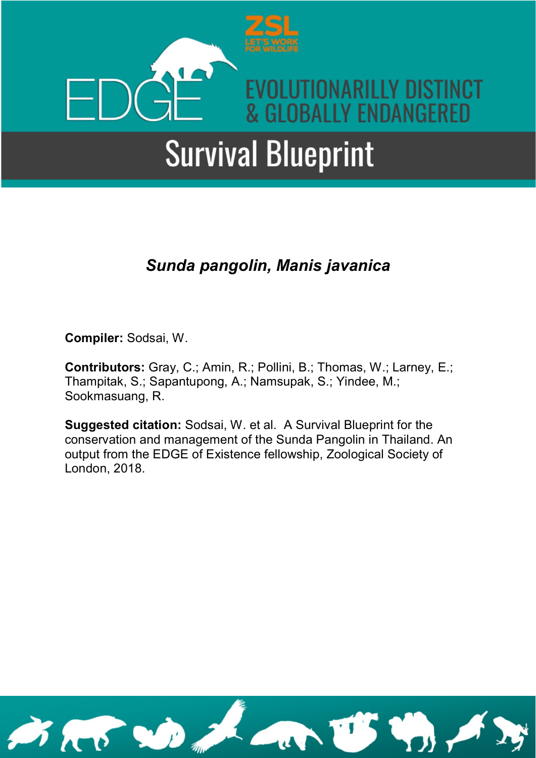ZSL

LET'S WORK FOR WILDLIFE

EDGE

EVOLUTIONARILLY DISTINCT & GLOBALLY ENDANGERED

# Survival Blueprint

## *Sunda pangolin, Manis javanica*

**Compiler:** Sodsai, W.

**Contributors:** Gray, C.; Amin, R.; Pollini, B.; Thomas, W.; Larney, E.; Thampitak, S.; Sapantupong, A.; Namsupak, S.; Yindee, M.; Sookmasuang, R.

**Suggested citation:** Sodsai, W. et al. A Survival Blueprint for the conservation and management of the Sunda Pangolin in Thailand. An output from the EDGE of Existence fellowship, Zoological Society of London, 2018.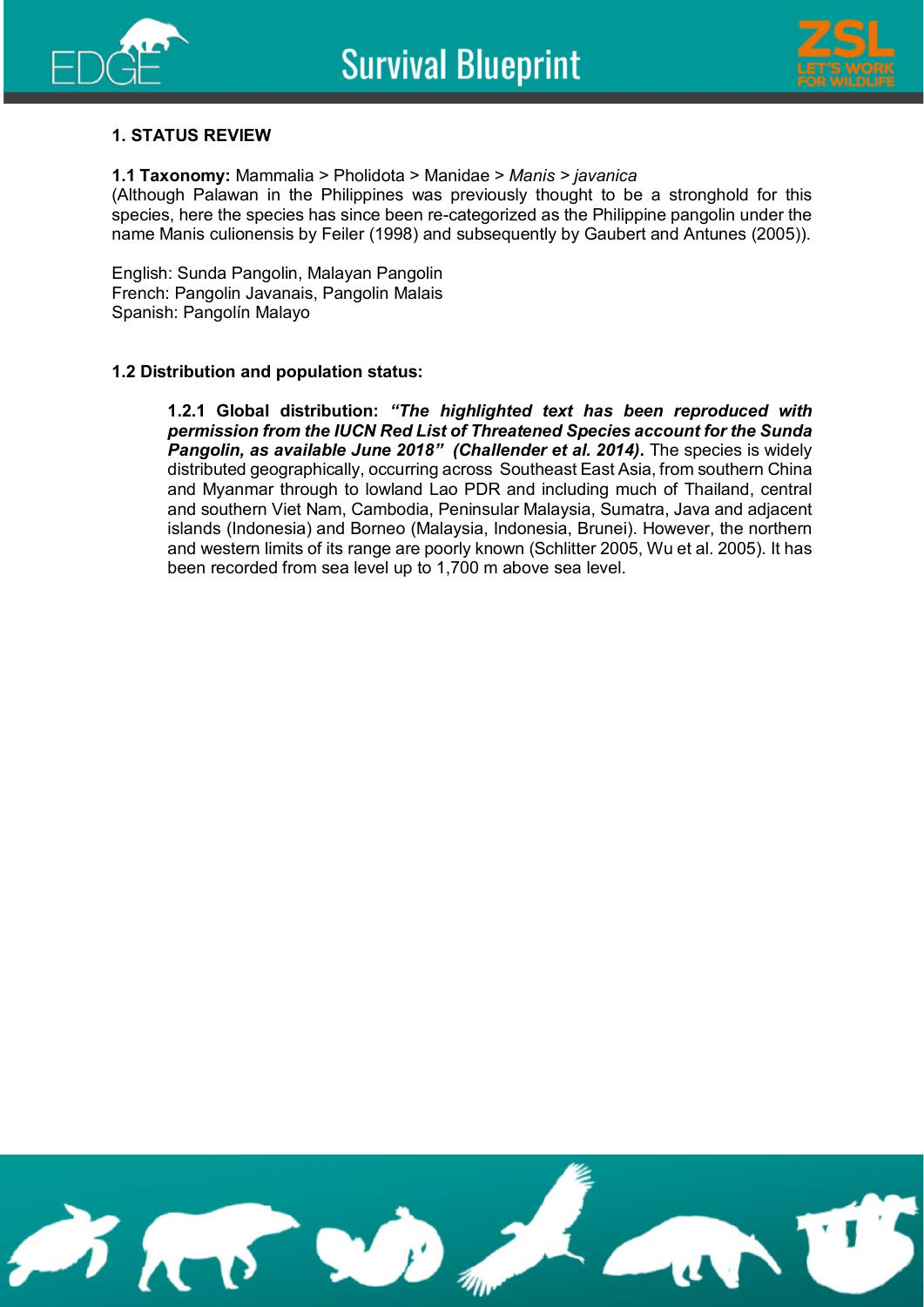## 1. STATUS REVIEW

**1.1 Taxonomy:** Mammalia > Pholidota > Manidae > *Manis* > *javanica*
(Although Palawan in the Philippines was previously thought to be a stronghold for this species, here the species has since been re-categorized as the Philippine pangolin under the name Manis culionensis by Feiler (1998) and subsequently by Gaubert and Antunes (2005)).

English: Sunda Pangolin, Malayan Pangolin
French: Pangolin Javanais, Pangolin Malais
Spanish: Pangolín Malayo

**1.2 Distribution and population status:**

**1.2.1 Global distribution:** ***"The highlighted text has been reproduced with permission from the IUCN Red List of Threatened Species account for the Sunda Pangolin, as available June 2018" (Challender et al. 2014)*****.** The species is widely distributed geographically, occurring across Southeast East Asia, from southern China and Myanmar through to lowland Lao PDR and including much of Thailand, central and southern Viet Nam, Cambodia, Peninsular Malaysia, Sumatra, Java and adjacent islands (Indonesia) and Borneo (Malaysia, Indonesia, Brunei). However, the northern and western limits of its range are poorly known (Schlitter 2005, Wu et al. 2005). It has been recorded from sea level up to 1,700 m above sea level.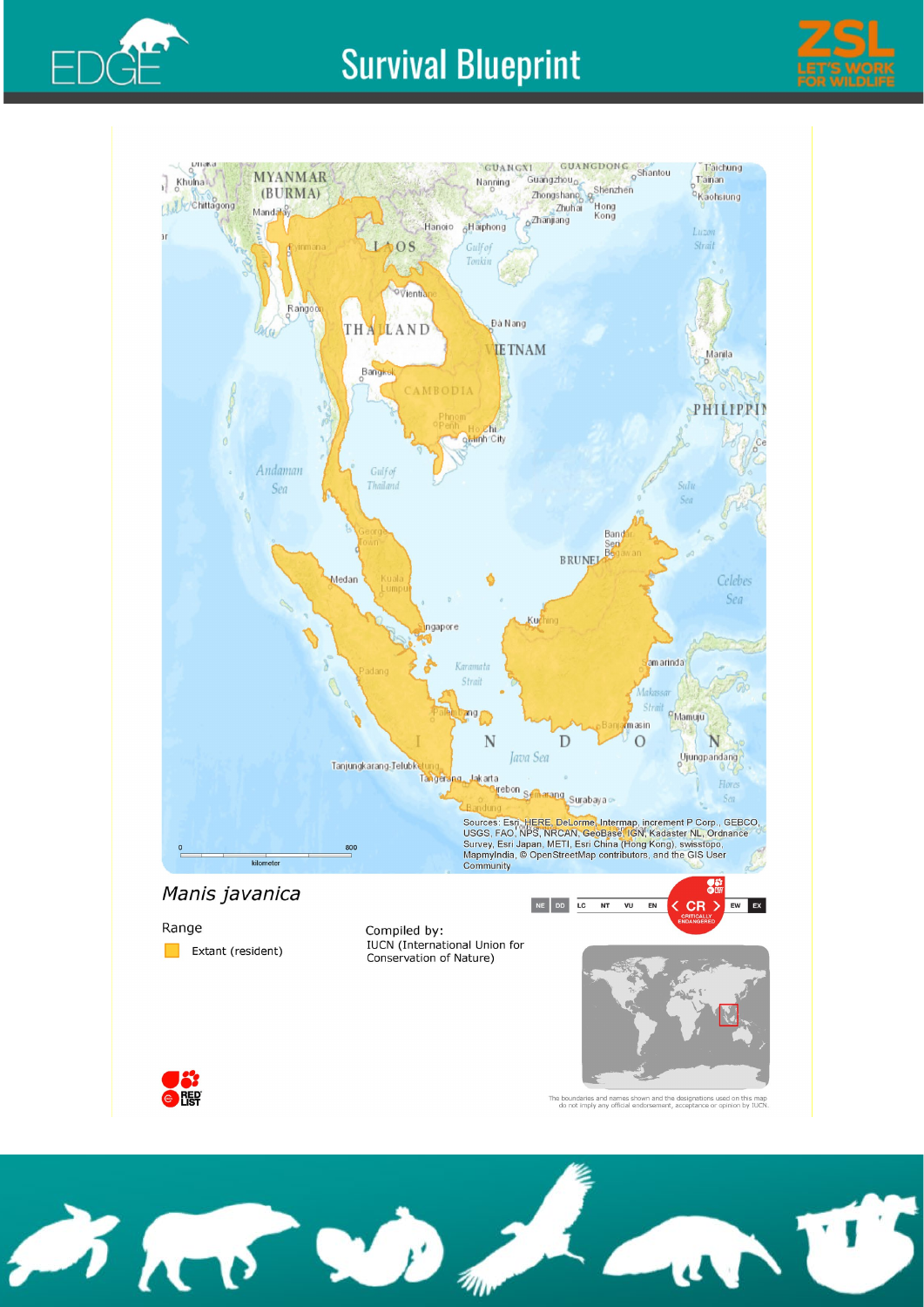*Manis javanica*

Range

Extant (resident)

Compiled by:
IUCN (International Union for Conservation of Nature)

The boundaries and names shown and the designations used on this map do not imply any official endorsement, acceptance or opinion by IUCN.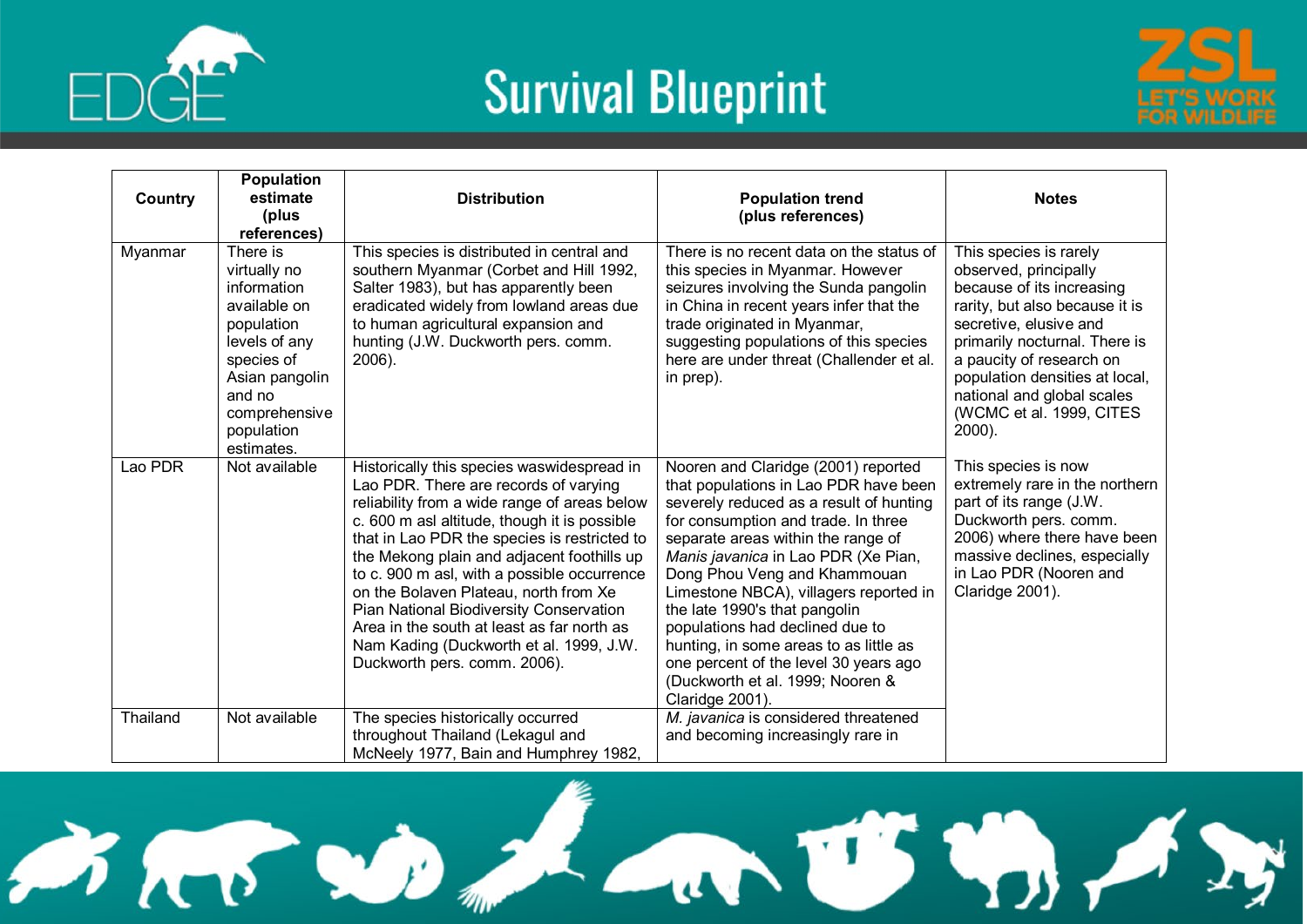| Country | Population estimate (plus references) | Distribution | Population trend (plus references) | Notes |
|---|---|---|---|---|
| Myanmar | There is virtually no information available on population levels of any species of Asian pangolin and no comprehensive population estimates. | This species is distributed in central and southern Myanmar (Corbet and Hill 1992, Salter 1983), but has apparently been eradicated widely from lowland areas due to human agricultural expansion and hunting (J.W. Duckworth pers. comm. 2006). | There is no recent data on the status of this species in Myanmar. However seizures involving the Sunda pangolin in China in recent years infer that the trade originated in Myanmar, suggesting populations of this species here are under threat (Challender et al. in prep). | This species is rarely observed, principally because of its increasing rarity, but also because it is secretive, elusive and primarily nocturnal. There is a paucity of research on population densities at local, national and global scales (WCMC et al. 1999, CITES 2000).<br><br>This species is now extremely rare in the northern part of its range (J.W. Duckworth pers. comm. 2006) where there have been massive declines, especially in Lao PDR (Nooren and Claridge 2001). |
| Lao PDR | Not available | Historically this species waswidespread in Lao PDR. There are records of varying reliability from a wide range of areas below c. 600 m asl altitude, though it is possible that in Lao PDR the species is restricted to the Mekong plain and adjacent foothills up to c. 900 m asl, with a possible occurrence on the Bolaven Plateau, north from Xe Pian National Biodiversity Conservation Area in the south at least as far north as Nam Kading (Duckworth et al. 1999, J.W. Duckworth pers. comm. 2006). | Nooren and Claridge (2001) reported that populations in Lao PDR have been severely reduced as a result of hunting for consumption and trade. In three separate areas within the range of *Manis javanica* in Lao PDR (Xe Pian, Dong Phou Veng and Khammouan Limestone NBCA), villagers reported in the late 1990's that pangolin populations had declined due to hunting, in some areas to as little as one percent of the level 30 years ago (Duckworth et al. 1999; Nooren & Claridge 2001). | |
| Thailand | Not available | The species historically occurred throughout Thailand (Lekagul and McNeely 1977, Bain and Humphrey 1982, | *M. javanica* is considered threatened and becoming increasingly rare in | |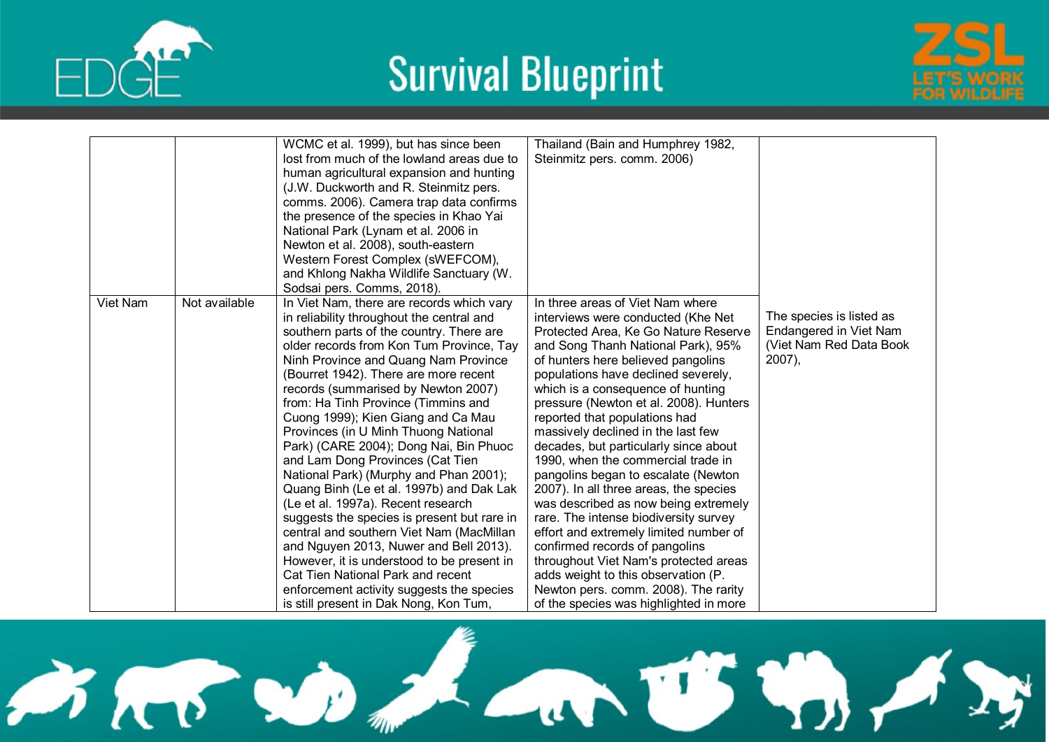|  |  |  |  |  |
|---|---|---|---|---|
|  |  | WCMC et al. 1999), but has since been lost from much of the lowland areas due to human agricultural expansion and hunting (J.W. Duckworth and R. Steinmitz pers. comms. 2006). Camera trap data confirms the presence of the species in Khao Yai National Park (Lynam et al. 2006 in Newton et al. 2008), south-eastern Western Forest Complex (sWEFCOM), and Khlong Nakha Wildlife Sanctuary (W. Sodsai pers. Comms, 2018). | Thailand (Bain and Humphrey 1982, Steinmitz pers. comm. 2006) |  |
| Viet Nam | Not available | In Viet Nam, there are records which vary in reliability throughout the central and southern parts of the country. There are older records from Kon Tum Province, Tay Ninh Province and Quang Nam Province (Bourret 1942). There are more recent records (summarised by Newton 2007) from: Ha Tinh Province (Timmins and Cuong 1999); Kien Giang and Ca Mau Provinces (in U Minh Thuong National Park) (CARE 2004); Dong Nai, Bin Phuoc and Lam Dong Provinces (Cat Tien National Park) (Murphy and Phan 2001); Quang Binh (Le et al. 1997b) and Dak Lak (Le et al. 1997a). Recent research suggests the species is present but rare in central and southern Viet Nam (MacMillan and Nguyen 2013, Nuwer and Bell 2013). However, it is understood to be present in Cat Tien National Park and recent enforcement activity suggests the species is still present in Dak Nong, Kon Tum, | In three areas of Viet Nam where interviews were conducted (Khe Net Protected Area, Ke Go Nature Reserve and Song Thanh National Park), 95% of hunters here believed pangolins populations have declined severely, which is a consequence of hunting pressure (Newton et al. 2008). Hunters reported that populations had massively declined in the last few decades, but particularly since about 1990, when the commercial trade in pangolins began to escalate (Newton 2007). In all three areas, the species was described as now being extremely rare. The intense biodiversity survey effort and extremely limited number of confirmed records of pangolins throughout Viet Nam's protected areas adds weight to this observation (P. Newton pers. comm. 2008). The rarity of the species was highlighted in more | The species is listed as Endangered in Viet Nam (Viet Nam Red Data Book 2007), |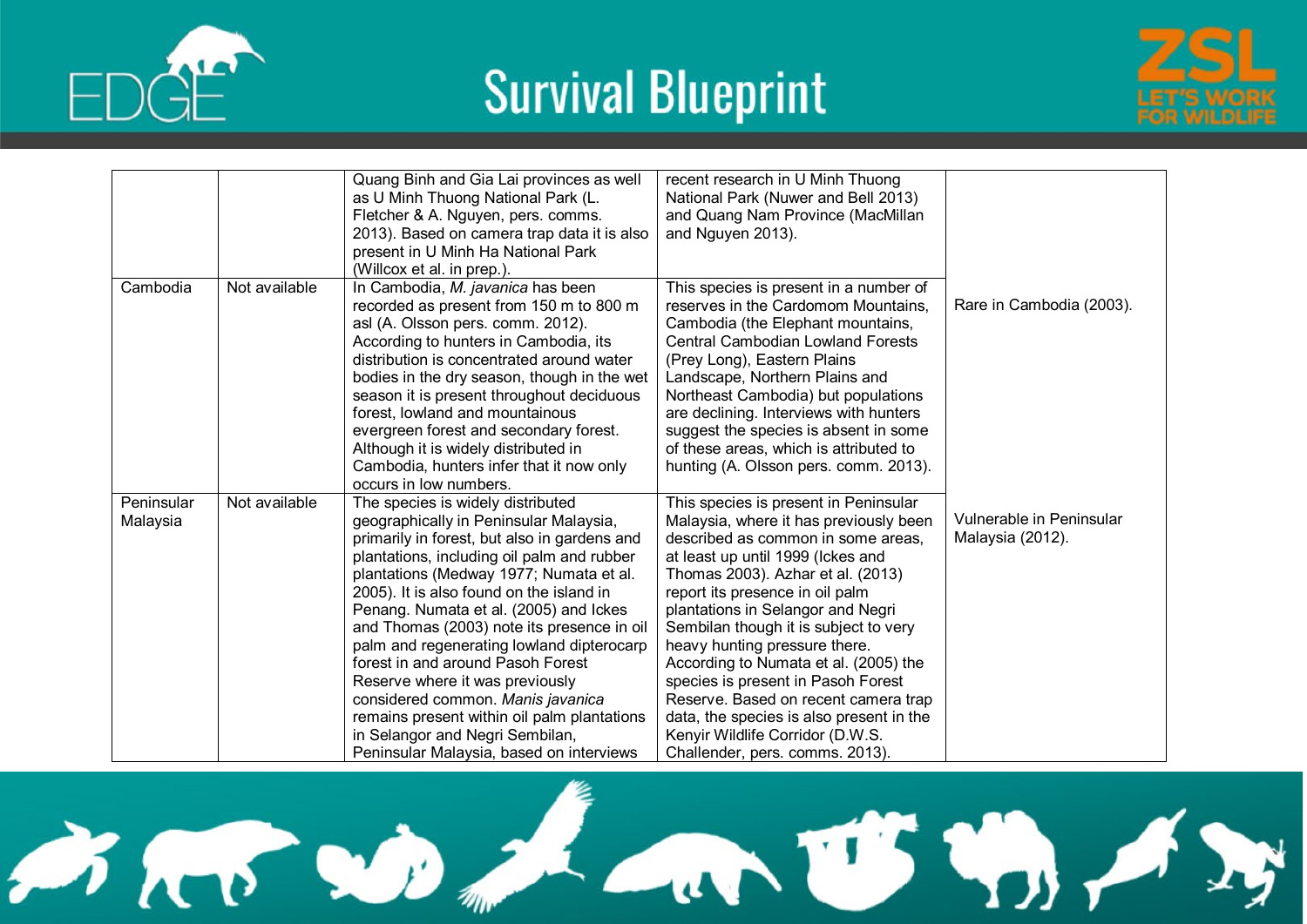| | | | | |
|---|---|---|---|---|
| | | Quang Binh and Gia Lai provinces as well as U Minh Thuong National Park (L. Fletcher & A. Nguyen, pers. comms. 2013). Based on camera trap data it is also present in U Minh Ha National Park (Willcox et al. in prep.). | recent research in U Minh Thuong National Park (Nuwer and Bell 2013) and Quang Nam Province (MacMillan and Nguyen 2013). | |
| Cambodia | Not available | In Cambodia, *M. javanica* has been recorded as present from 150 m to 800 m asl (A. Olsson pers. comm. 2012). According to hunters in Cambodia, its distribution is concentrated around water bodies in the dry season, though in the wet season it is present throughout deciduous forest, lowland and mountainous evergreen forest and secondary forest. Although it is widely distributed in Cambodia, hunters infer that it now only occurs in low numbers. | This species is present in a number of reserves in the Cardomom Mountains, Cambodia (the Elephant mountains, Central Cambodian Lowland Forests (Prey Long), Eastern Plains Landscape, Northern Plains and Northeast Cambodia) but populations are declining. Interviews with hunters suggest the species is absent in some of these areas, which is attributed to hunting (A. Olsson pers. comm. 2013). | Rare in Cambodia (2003). |
| Peninsular Malaysia | Not available | The species is widely distributed geographically in Peninsular Malaysia, primarily in forest, but also in gardens and plantations, including oil palm and rubber plantations (Medway 1977; Numata et al. 2005). It is also found on the island in Penang. Numata et al. (2005) and Ickes and Thomas (2003) note its presence in oil palm and regenerating lowland dipterocarp forest in and around Pasoh Forest Reserve where it was previously considered common. *Manis javanica* remains present within oil palm plantations in Selangor and Negri Sembilan, Peninsular Malaysia, based on interviews | This species is present in Peninsular Malaysia, where it has previously been described as common in some areas, at least up until 1999 (Ickes and Thomas 2003). Azhar et al. (2013) report its presence in oil palm plantations in Selangor and Negri Sembilan though it is subject to very heavy hunting pressure there. According to Numata et al. (2005) the species is present in Pasoh Forest Reserve. Based on recent camera trap data, the species is also present in the Kenyir Wildlife Corridor (D.W.S. Challender, pers. comms. 2013). | Vulnerable in Peninsular Malaysia (2012). |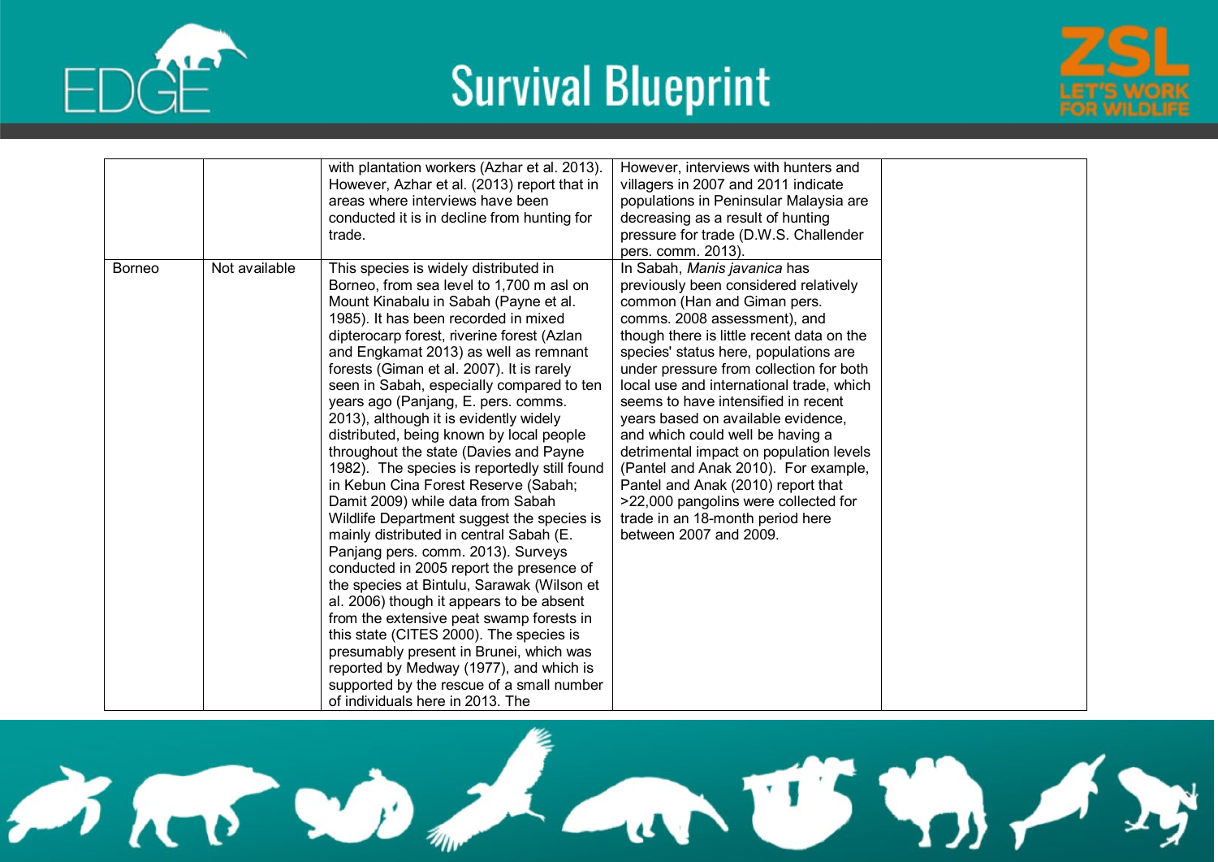| | | | | |
|---|---|---|---|---|
| | | with plantation workers (Azhar et al. 2013). However, Azhar et al. (2013) report that in areas where interviews have been conducted it is in decline from hunting for trade. | However, interviews with hunters and villagers in 2007 and 2011 indicate populations in Peninsular Malaysia are decreasing as a result of hunting pressure for trade (D.W.S. Challender pers. comm. 2013). | |
| Borneo | Not available | This species is widely distributed in Borneo, from sea level to 1,700 m asl on Mount Kinabalu in Sabah (Payne et al. 1985). It has been recorded in mixed dipterocarp forest, riverine forest (Azlan and Engkamat 2013) as well as remnant forests (Giman et al. 2007). It is rarely seen in Sabah, especially compared to ten years ago (Panjang, E. pers. comms. 2013), although it is evidently widely distributed, being known by local people throughout the state (Davies and Payne 1982). The species is reportedly still found in Kebun Cina Forest Reserve (Sabah; Damit 2009) while data from Sabah Wildlife Department suggest the species is mainly distributed in central Sabah (E. Panjang pers. comm. 2013). Surveys conducted in 2005 report the presence of the species at Bintulu, Sarawak (Wilson et al. 2006) though it appears to be absent from the extensive peat swamp forests in this state (CITES 2000). The species is presumably present in Brunei, which was reported by Medway (1977), and which is supported by the rescue of a small number of individuals here in 2013. The | In Sabah, *Manis javanica* has previously been considered relatively common (Han and Giman pers. comms. 2008 assessment), and though there is little recent data on the species' status here, populations are under pressure from collection for both local use and international trade, which seems to have intensified in recent years based on available evidence, and which could well be having a detrimental impact on population levels (Pantel and Anak 2010). For example, Pantel and Anak (2010) report that >22,000 pangolins were collected for trade in an 18-month period here between 2007 and 2009. | |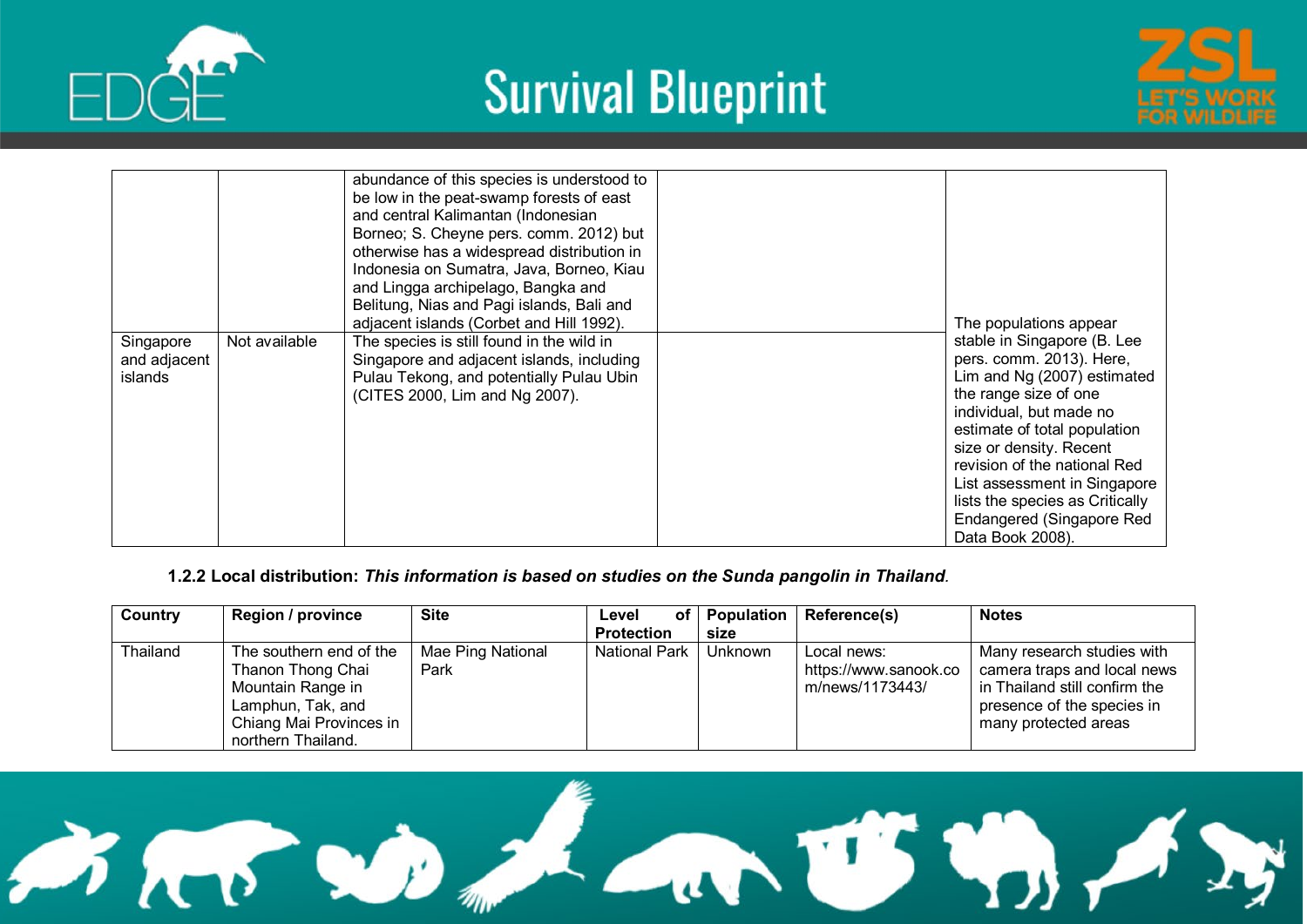| | | | | |
|---|---|---|---|---|
| | | abundance of this species is understood to be low in the peat-swamp forests of east and central Kalimantan (Indonesian Borneo; S. Cheyne pers. comm. 2012) but otherwise has a widespread distribution in Indonesia on Sumatra, Java, Borneo, Kiau and Lingga archipelago, Bangka and Belitung, Nias and Pagi islands, Bali and adjacent islands (Corbet and Hill 1992). | | |
| Singapore and adjacent islands | Not available | The species is still found in the wild in Singapore and adjacent islands, including Pulau Tekong, and potentially Pulau Ubin (CITES 2000, Lim and Ng 2007). | | The populations appear stable in Singapore (B. Lee pers. comm. 2013). Here, Lim and Ng (2007) estimated the range size of one individual, but made no estimate of total population size or density. Recent revision of the national Red List assessment in Singapore lists the species as Critically Endangered (Singapore Red Data Book 2008). |

**1.2.2 Local distribution:** ***This information is based on studies on the Sunda pangolin in Thailand***.

| Country | Region / province | Site | Level of Protection | Population size | Reference(s) | Notes |
|---|---|---|---|---|---|---|
| Thailand | The southern end of the Thanon Thong Chai Mountain Range in Lamphun, Tak, and Chiang Mai Provinces in northern Thailand. | Mae Ping National Park | National Park | Unknown | Local news: https://www.sanook.com/news/1173443/ | Many research studies with camera traps and local news in Thailand still confirm the presence of the species in many protected areas |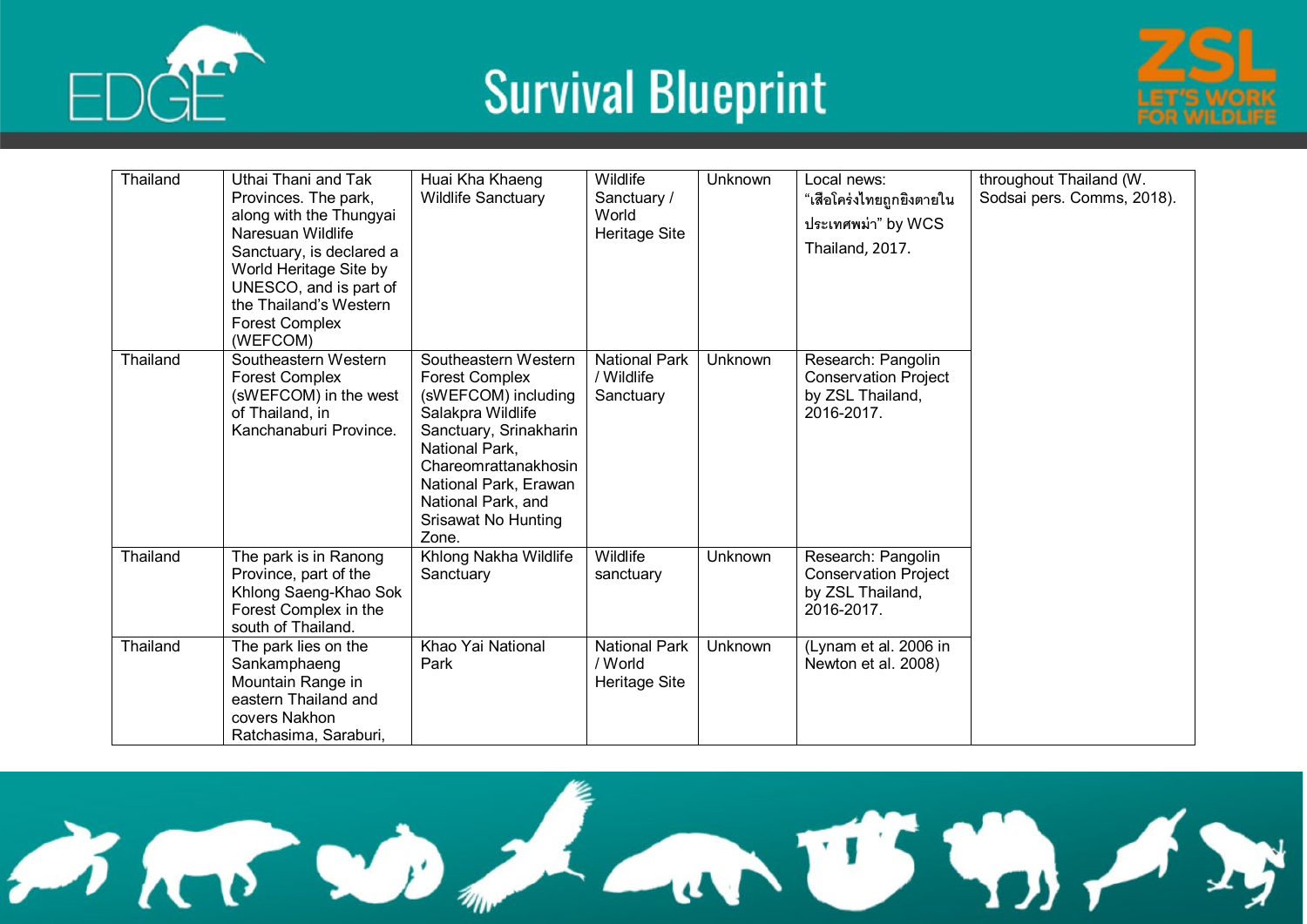| Thailand | Uthai Thani and Tak Provinces. The park, along with the Thungyai Naresuan Wildlife Sanctuary, is declared a World Heritage Site by UNESCO, and is part of the Thailand's Western Forest Complex (WEFCOM) | Huai Kha Khaeng Wildlife Sanctuary | Wildlife Sanctuary / World Heritage Site | Unknown | Local news: "เสือโคร่งไทยถูกยิงตายในประเทศพม่า" by WCS Thailand, 2017. | throughout Thailand (W. Sodsai pers. Comms, 2018). |
|---|---|---|---|---|---|---|
| Thailand | Southeastern Western Forest Complex (sWEFCOM) in the west of Thailand, in Kanchanaburi Province. | Southeastern Western Forest Complex (sWEFCOM) including Salakpra Wildlife Sanctuary, Srinakharin National Park, Chareomrattanakhosin National Park, Erawan National Park, and Srisawat No Hunting Zone. | National Park / Wildlife Sanctuary | Unknown | Research: Pangolin Conservation Project by ZSL Thailand, 2016-2017. | |
| Thailand | The park is in Ranong Province, part of the Khlong Saeng-Khao Sok Forest Complex in the south of Thailand. | Khlong Nakha Wildlife Sanctuary | Wildlife sanctuary | Unknown | Research: Pangolin Conservation Project by ZSL Thailand, 2016-2017. | |
| Thailand | The park lies on the Sankamphaeng Mountain Range in eastern Thailand and covers Nakhon Ratchasima, Saraburi, | Khao Yai National Park | National Park / World Heritage Site | Unknown | (Lynam et al. 2006 in Newton et al. 2008) | |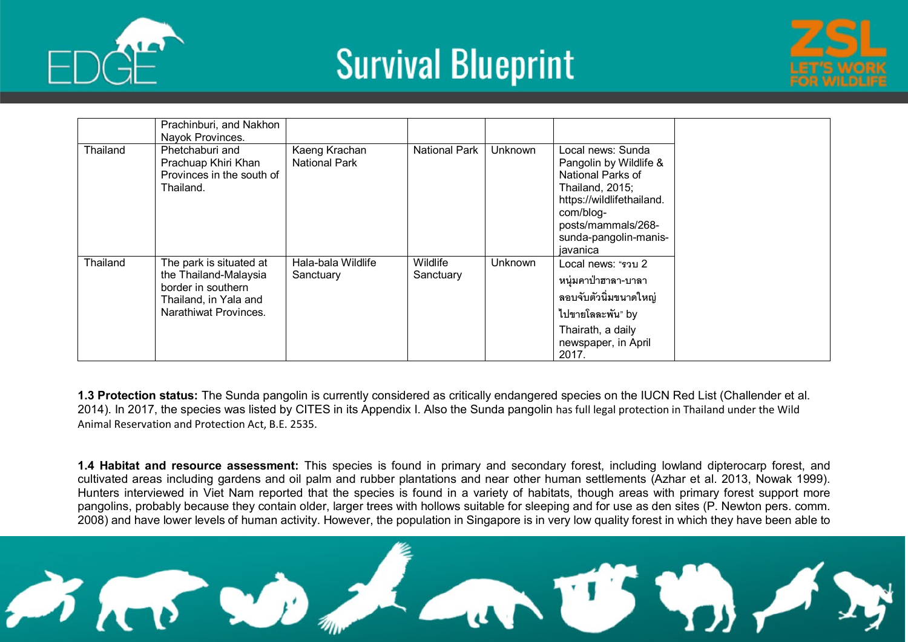|  |  |  |  |  |  |  |
|---|---|---|---|---|---|---|
|  | Prachinburi, and Nakhon Nayok Provinces. |  |  |  |  |  |
| Thailand | Phetchaburi and Prachuap Khiri Khan Provinces in the south of Thailand. | Kaeng Krachan National Park | National Park | Unknown | Local news: Sunda Pangolin by Wildlife & National Parks of Thailand, 2015; https://wildlifethailand.com/blog-posts/mammals/268-sunda-pangolin-manis-javanica |  |
| Thailand | The park is situated at the Thailand-Malaysia border in southern Thailand, in Yala and Narathiwat Provinces. | Hala-bala Wildlife Sanctuary | Wildlife Sanctuary | Unknown | Local news: "รวบ 2 หนุ่มคาป่าฮาลา-บาลา ลอบจับตัวนิ่มขนาดใหญ่ ไปขายโลละพัน" by Thairath, a daily newspaper, in April 2017. |  |

**1.3 Protection status:** The Sunda pangolin is currently considered as critically endangered species on the IUCN Red List (Challender et al. 2014). In 2017, the species was listed by CITES in its Appendix I. Also the Sunda pangolin has full legal protection in Thailand under the Wild Animal Reservation and Protection Act, B.E. 2535.

**1.4 Habitat and resource assessment:** This species is found in primary and secondary forest, including lowland dipterocarp forest, and cultivated areas including gardens and oil palm and rubber plantations and near other human settlements (Azhar et al. 2013, Nowak 1999). Hunters interviewed in Viet Nam reported that the species is found in a variety of habitats, though areas with primary forest support more pangolins, probably because they contain older, larger trees with hollows suitable for sleeping and for use as den sites (P. Newton pers. comm. 2008) and have lower levels of human activity. However, the population in Singapore is in very low quality forest in which they have been able to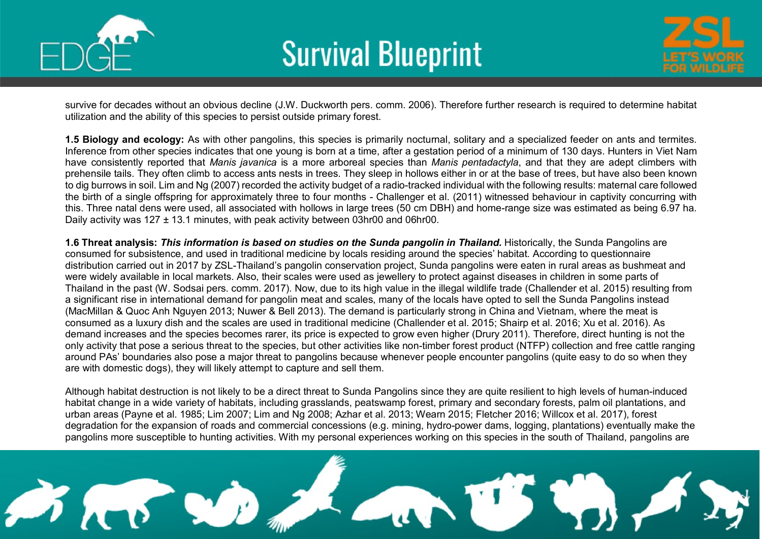survive for decades without an obvious decline (J.W. Duckworth pers. comm. 2006). Therefore further research is required to determine habitat utilization and the ability of this species to persist outside primary forest.

**1.5 Biology and ecology:** As with other pangolins, this species is primarily nocturnal, solitary and a specialized feeder on ants and termites. Inference from other species indicates that one young is born at a time, after a gestation period of a minimum of 130 days. Hunters in Viet Nam have consistently reported that *Manis javanica* is a more arboreal species than *Manis pentadactyla*, and that they are adept climbers with prehensile tails. They often climb to access ants nests in trees. They sleep in hollows either in or at the base of trees, but have also been known to dig burrows in soil. Lim and Ng (2007) recorded the activity budget of a radio-tracked individual with the following results: maternal care followed the birth of a single offspring for approximately three to four months - Challenger et al. (2011) witnessed behaviour in captivity concurring with this. Three natal dens were used, all associated with hollows in large trees (50 cm DBH) and home-range size was estimated as being 6.97 ha. Daily activity was 127 ± 13.1 minutes, with peak activity between 03hr00 and 06hr00.

**1.6 Threat analysis:** ***This information is based on studies on the Sunda pangolin in Thailand.*** Historically, the Sunda Pangolins are consumed for subsistence, and used in traditional medicine by locals residing around the species' habitat. According to questionnaire distribution carried out in 2017 by ZSL-Thailand's pangolin conservation project, Sunda pangolins were eaten in rural areas as bushmeat and were widely available in local markets. Also, their scales were used as jewellery to protect against diseases in children in some parts of Thailand in the past (W. Sodsai pers. comm. 2017). Now, due to its high value in the illegal wildlife trade (Challender et al. 2015) resulting from a significant rise in international demand for pangolin meat and scales, many of the locals have opted to sell the Sunda Pangolins instead (MacMillan & Quoc Anh Nguyen 2013; Nuwer & Bell 2013). The demand is particularly strong in China and Vietnam, where the meat is consumed as a luxury dish and the scales are used in traditional medicine (Challender et al. 2015; Shairp et al. 2016; Xu et al. 2016). As demand increases and the species becomes rarer, its price is expected to grow even higher (Drury 2011). Therefore, direct hunting is not the only activity that pose a serious threat to the species, but other activities like non-timber forest product (NTFP) collection and free cattle ranging around PAs' boundaries also pose a major threat to pangolins because whenever people encounter pangolins (quite easy to do so when they are with domestic dogs), they will likely attempt to capture and sell them.

Although habitat destruction is not likely to be a direct threat to Sunda Pangolins since they are quite resilient to high levels of human-induced habitat change in a wide variety of habitats, including grasslands, peatswamp forest, primary and secondary forests, palm oil plantations, and urban areas (Payne et al. 1985; Lim 2007; Lim and Ng 2008; Azhar et al. 2013; Wearn 2015; Fletcher 2016; Willcox et al. 2017), forest degradation for the expansion of roads and commercial concessions (e.g. mining, hydro-power dams, logging, plantations) eventually make the pangolins more susceptible to hunting activities. With my personal experiences working on this species in the south of Thailand, pangolins are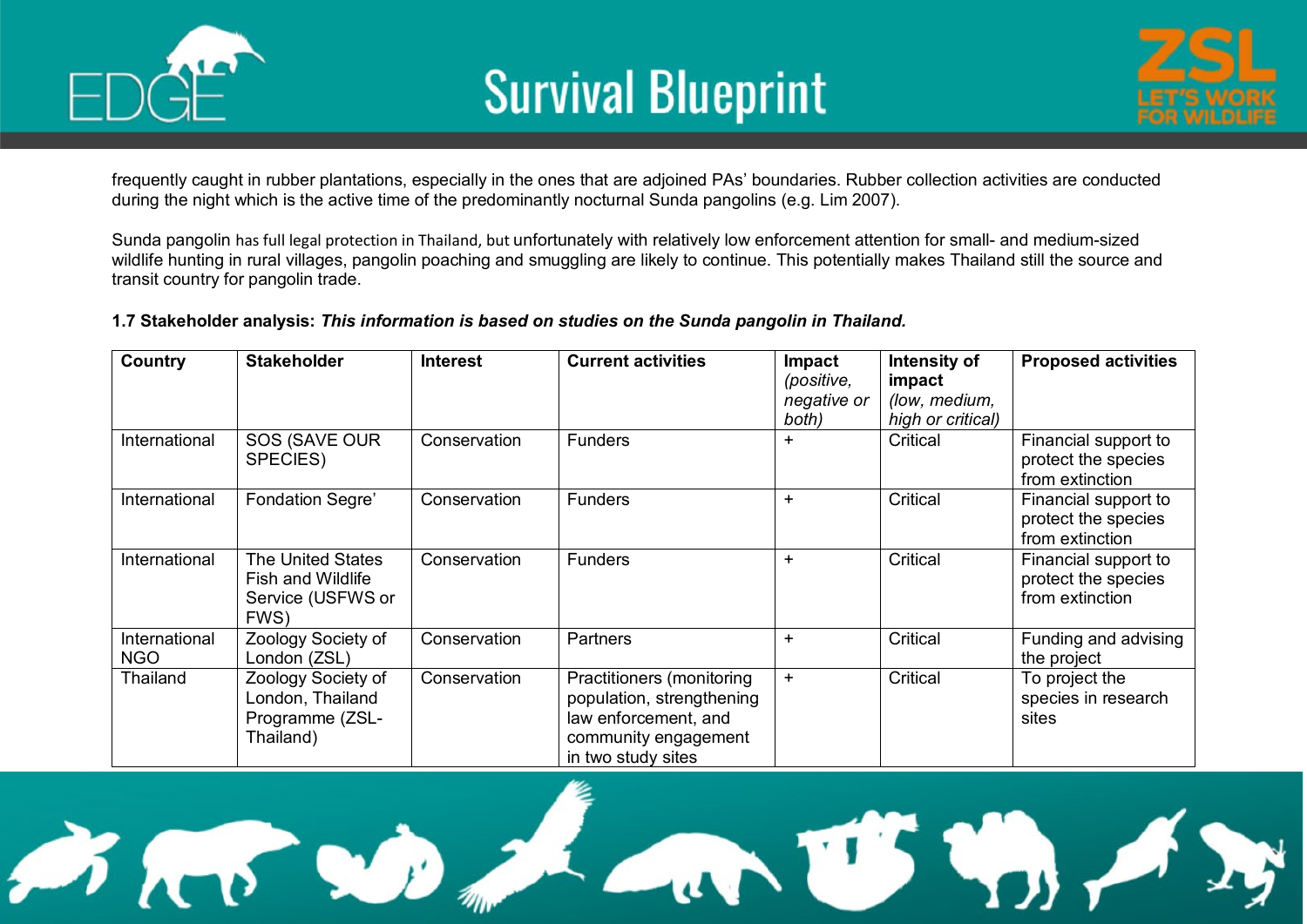frequently caught in rubber plantations, especially in the ones that are adjoined PAs' boundaries. Rubber collection activities are conducted during the night which is the active time of the predominantly nocturnal Sunda pangolins (e.g. Lim 2007).

Sunda pangolin has full legal protection in Thailand, but unfortunately with relatively low enforcement attention for small- and medium-sized wildlife hunting in rural villages, pangolin poaching and smuggling are likely to continue. This potentially makes Thailand still the source and transit country for pangolin trade.

**1.7 Stakeholder analysis:** ***This information is based on studies on the Sunda pangolin in Thailand.***

| Country | Stakeholder | Interest | Current activities | Impact *(positive, negative or both)* | Intensity of impact *(low, medium, high or critical)* | Proposed activities |
|---|---|---|---|---|---|---|
| International | SOS (SAVE OUR SPECIES) | Conservation | Funders | + | Critical | Financial support to protect the species from extinction |
| International | Fondation Segre' | Conservation | Funders | + | Critical | Financial support to protect the species from extinction |
| International | The United States Fish and Wildlife Service (USFWS or FWS) | Conservation | Funders | + | Critical | Financial support to protect the species from extinction |
| International NGO | Zoology Society of London (ZSL) | Conservation | Partners | + | Critical | Funding and advising the project |
| Thailand | Zoology Society of London, Thailand Programme (ZSL-Thailand) | Conservation | Practitioners (monitoring population, strengthening law enforcement, and community engagement in two study sites | + | Critical | To project the species in research sites |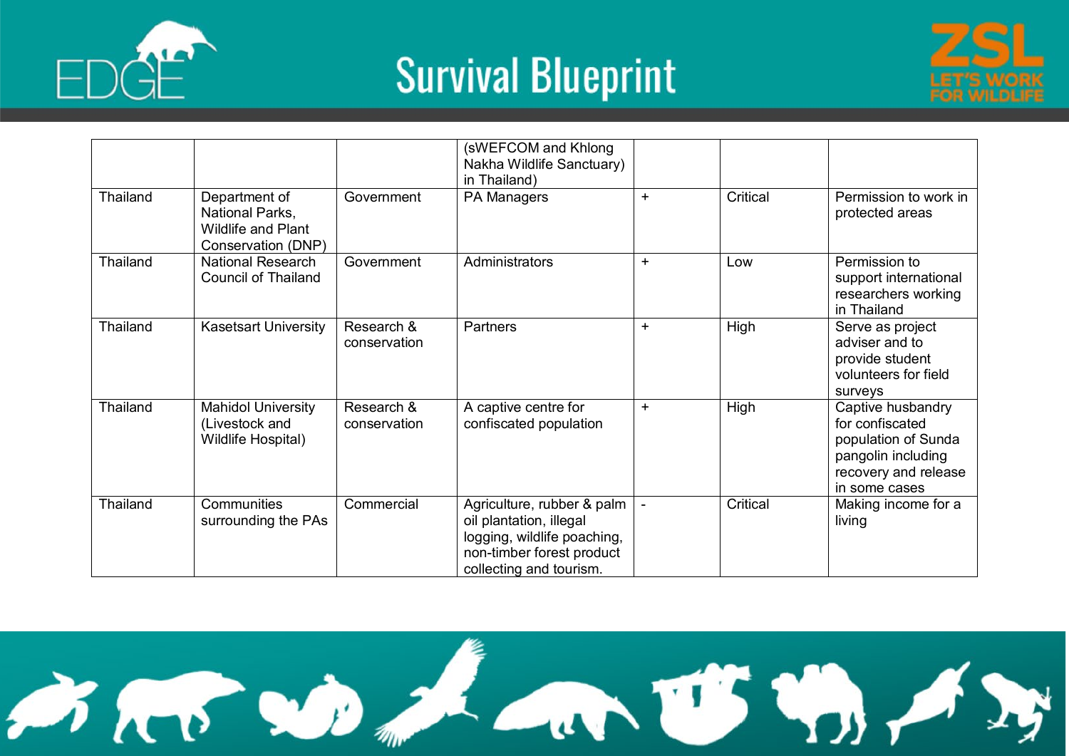| | | | (sWEFCOM and Khlong Nakha Wildlife Sanctuary) in Thailand) | | | |
|---|---|---|---|---|---|---|
| Thailand | Department of National Parks, Wildlife and Plant Conservation (DNP) | Government | PA Managers | + | Critical | Permission to work in protected areas |
| Thailand | National Research Council of Thailand | Government | Administrators | + | Low | Permission to support international researchers working in Thailand |
| Thailand | Kasetsart University | Research & conservation | Partners | + | High | Serve as project adviser and to provide student volunteers for field surveys |
| Thailand | Mahidol University (Livestock and Wildlife Hospital) | Research & conservation | A captive centre for confiscated population | + | High | Captive husbandry for confiscated population of Sunda pangolin including recovery and release in some cases |
| Thailand | Communities surrounding the PAs | Commercial | Agriculture, rubber & palm oil plantation, illegal logging, wildlife poaching, non-timber forest product collecting and tourism. | - | Critical | Making income for a living |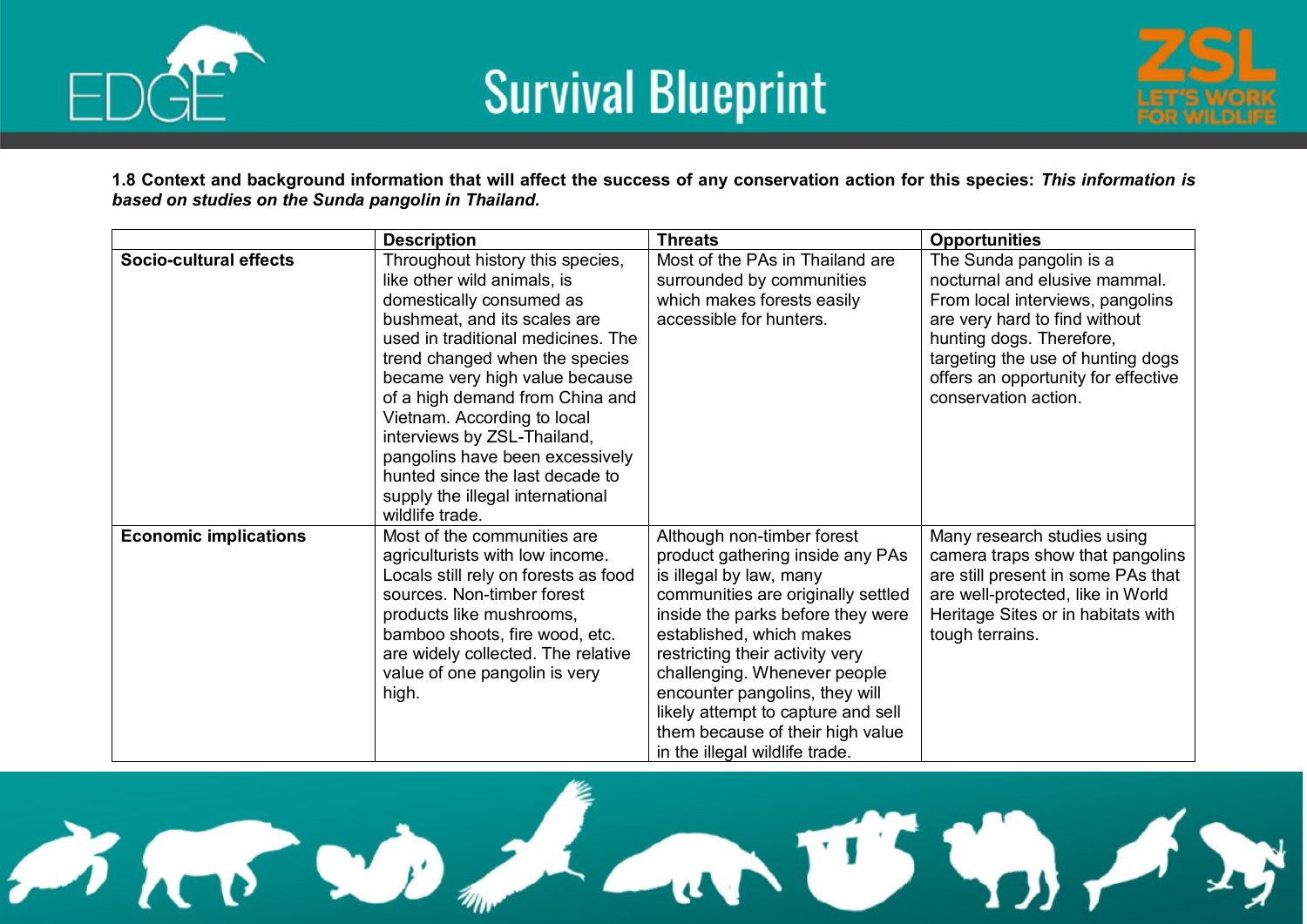**1.8 Context and background information that will affect the success of any conservation action for this species:** ***This information is based on studies on the Sunda pangolin in Thailand.***

| | Description | Threats | Opportunities |
|---|---|---|---|
| **Socio-cultural effects** | Throughout history this species, like other wild animals, is domestically consumed as bushmeat, and its scales are used in traditional medicines. The trend changed when the species became very high value because of a high demand from China and Vietnam. According to local interviews by ZSL-Thailand, pangolins have been excessively hunted since the last decade to supply the illegal international wildlife trade. | Most of the PAs in Thailand are surrounded by communities which makes forests easily accessible for hunters. | The Sunda pangolin is a nocturnal and elusive mammal. From local interviews, pangolins are very hard to find without hunting dogs. Therefore, targeting the use of hunting dogs offers an opportunity for effective conservation action. |
| **Economic implications** | Most of the communities are agriculturists with low income. Locals still rely on forests as food sources. Non-timber forest products like mushrooms, bamboo shoots, fire wood, etc. are widely collected. The relative value of one pangolin is very high. | Although non-timber forest product gathering inside any PAs is illegal by law, many communities are originally settled inside the parks before they were established, which makes restricting their activity very challenging. Whenever people encounter pangolins, they will likely attempt to capture and sell them because of their high value in the illegal wildlife trade. | Many research studies using camera traps show that pangolins are still present in some PAs that are well-protected, like in World Heritage Sites or in habitats with tough terrains. |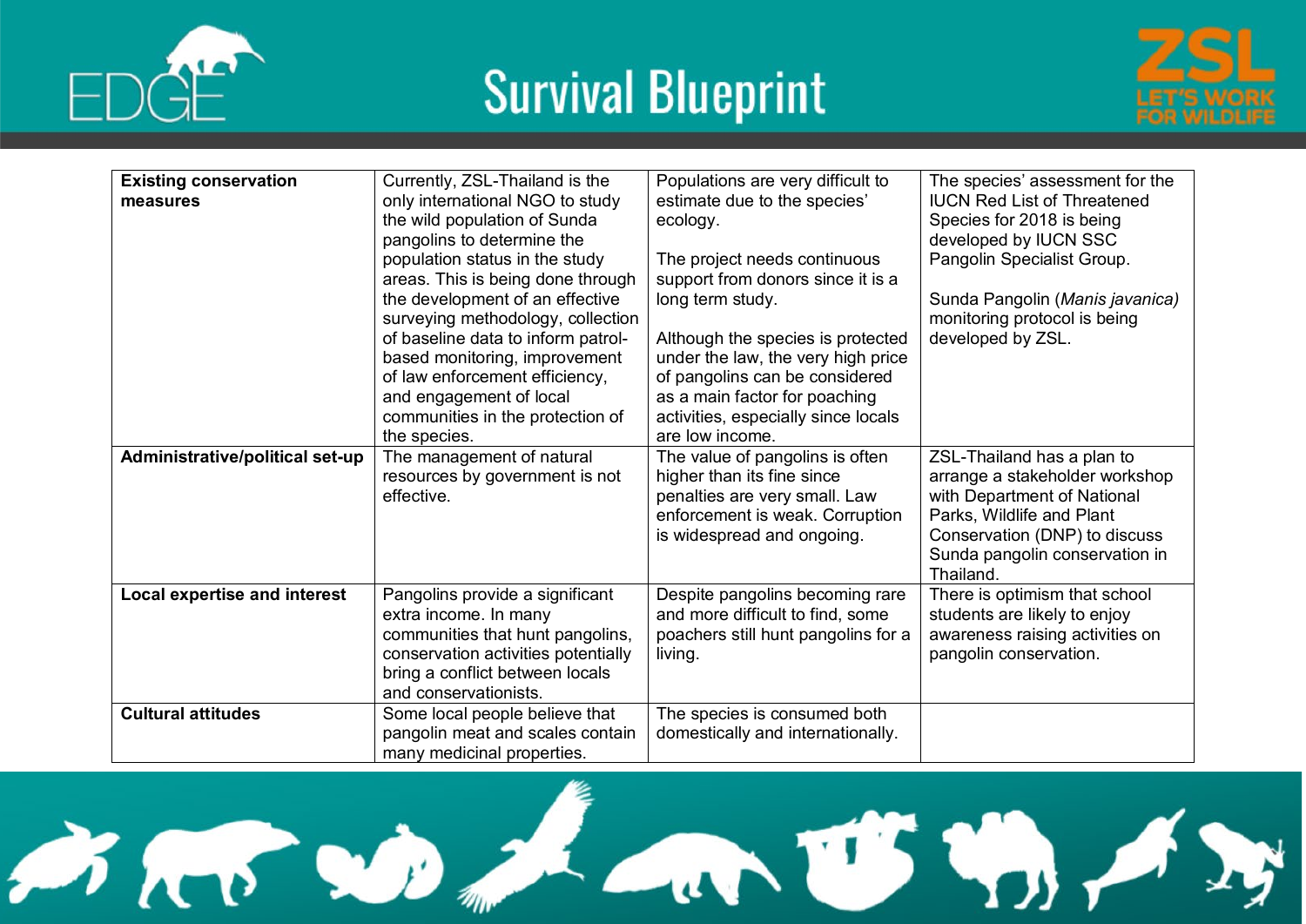| **Existing conservation measures** | Currently, ZSL-Thailand is the only international NGO to study the wild population of Sunda pangolins to determine the population status in the study areas. This is being done through the development of an effective surveying methodology, collection of baseline data to inform patrol-based monitoring, improvement of law enforcement efficiency, and engagement of local communities in the protection of the species. | Populations are very difficult to estimate due to the species' ecology.<br><br>The project needs continuous support from donors since it is a long term study.<br><br>Although the species is protected under the law, the very high price of pangolins can be considered as a main factor for poaching activities, especially since locals are low income. | The species' assessment for the IUCN Red List of Threatened Species for 2018 is being developed by IUCN SSC Pangolin Specialist Group.<br><br>Sunda Pangolin (*Manis javanica)* monitoring protocol is being developed by ZSL. |
|---|---|---|---|
| **Administrative/political set-up** | The management of natural resources by government is not effective. | The value of pangolins is often higher than its fine since penalties are very small. Law enforcement is weak. Corruption is widespread and ongoing. | ZSL-Thailand has a plan to arrange a stakeholder workshop with Department of National Parks, Wildlife and Plant Conservation (DNP) to discuss Sunda pangolin conservation in Thailand. |
| **Local expertise and interest** | Pangolins provide a significant extra income. In many communities that hunt pangolins, conservation activities potentially bring a conflict between locals and conservationists. | Despite pangolins becoming rare and more difficult to find, some poachers still hunt pangolins for a living. | There is optimism that school students are likely to enjoy awareness raising activities on pangolin conservation. |
| **Cultural attitudes** | Some local people believe that pangolin meat and scales contain many medicinal properties. | The species is consumed both domestically and internationally. | |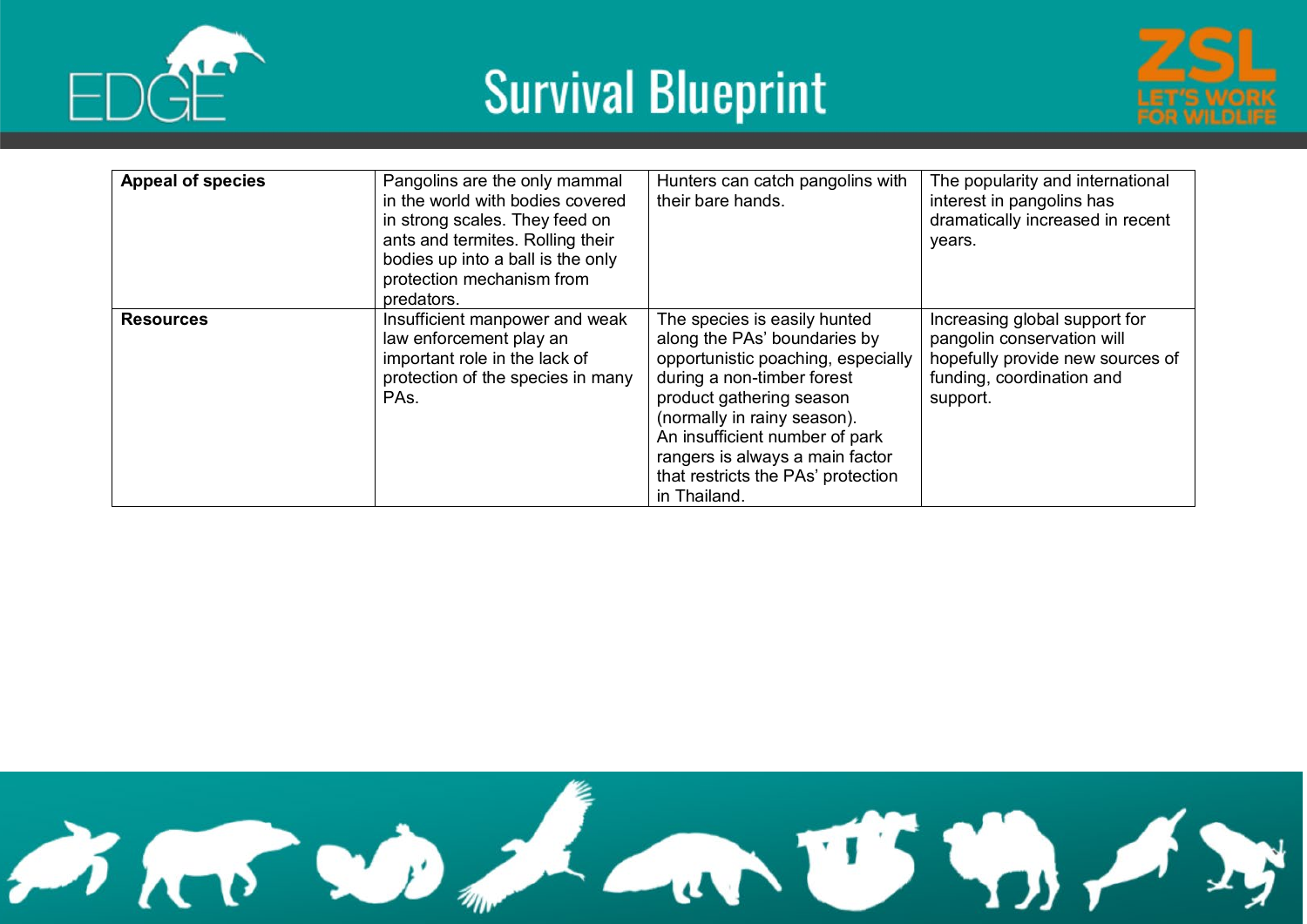| **Appeal of species** | Pangolins are the only mammal in the world with bodies covered in strong scales. They feed on ants and termites. Rolling their bodies up into a ball is the only protection mechanism from predators. | Hunters can catch pangolins with their bare hands. | The popularity and international interest in pangolins has dramatically increased in recent years. |
|---|---|---|---|
| **Resources** | Insufficient manpower and weak law enforcement play an important role in the lack of protection of the species in many PAs. | The species is easily hunted along the PAs' boundaries by opportunistic poaching, especially during a non-timber forest product gathering season (normally in rainy season). An insufficient number of park rangers is always a main factor that restricts the PAs' protection in Thailand. | Increasing global support for pangolin conservation will hopefully provide new sources of funding, coordination and support. |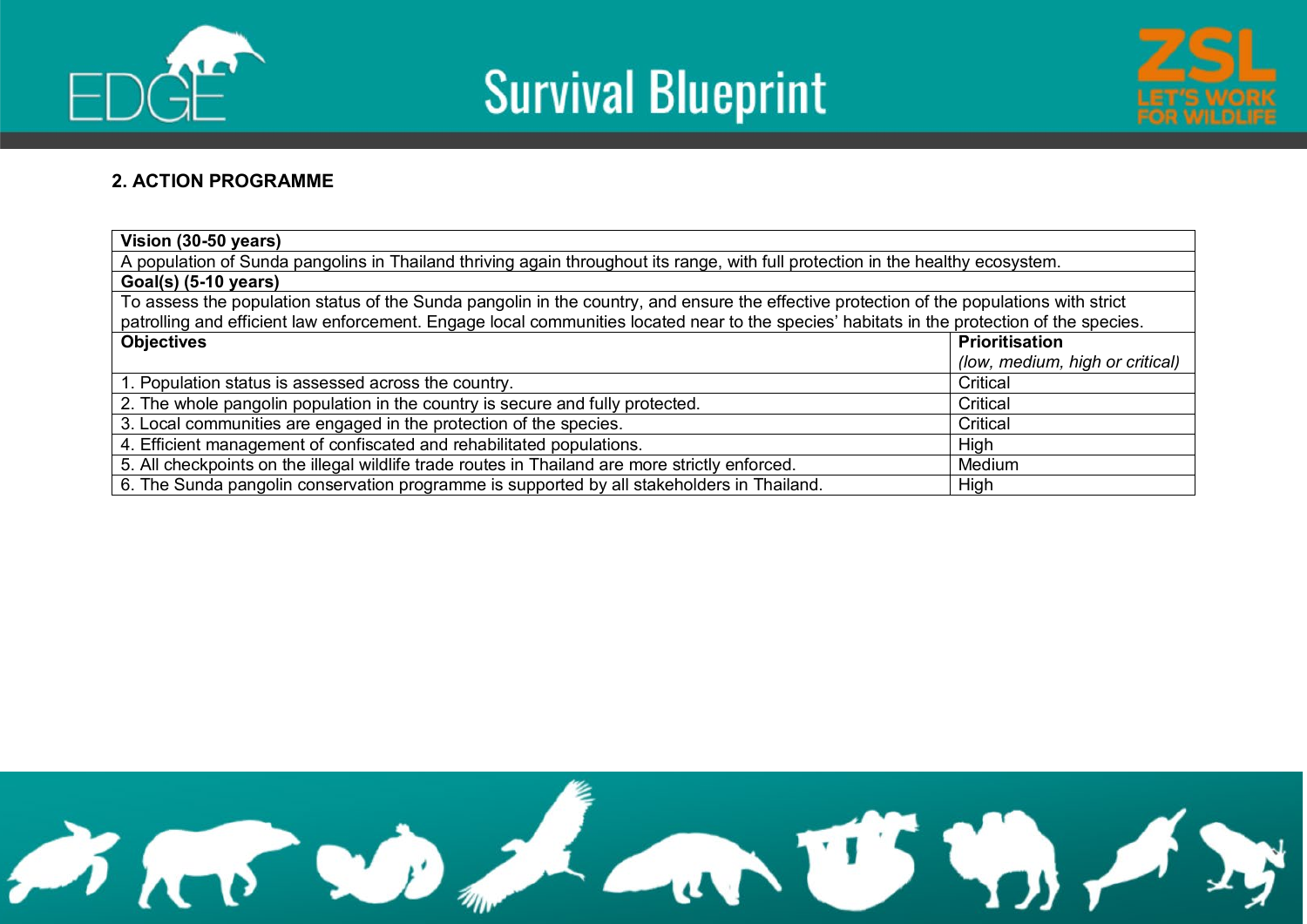## 2. ACTION PROGRAMME

| **Vision (30-50 years)** | |
|---|---|
| A population of Sunda pangolins in Thailand thriving again throughout its range, with full protection in the healthy ecosystem. | |
| **Goal(s) (5-10 years)** | |
| To assess the population status of the Sunda pangolin in the country, and ensure the effective protection of the populations with strict patrolling and efficient law enforcement. Engage local communities located near to the species' habitats in the protection of the species. | |
| **Objectives** | **Prioritisation** *(low, medium, high or critical)* |
| 1. Population status is assessed across the country. | Critical |
| 2. The whole pangolin population in the country is secure and fully protected. | Critical |
| 3. Local communities are engaged in the protection of the species. | Critical |
| 4. Efficient management of confiscated and rehabilitated populations. | High |
| 5. All checkpoints on the illegal wildlife trade routes in Thailand are more strictly enforced. | Medium |
| 6. The Sunda pangolin conservation programme is supported by all stakeholders in Thailand. | High |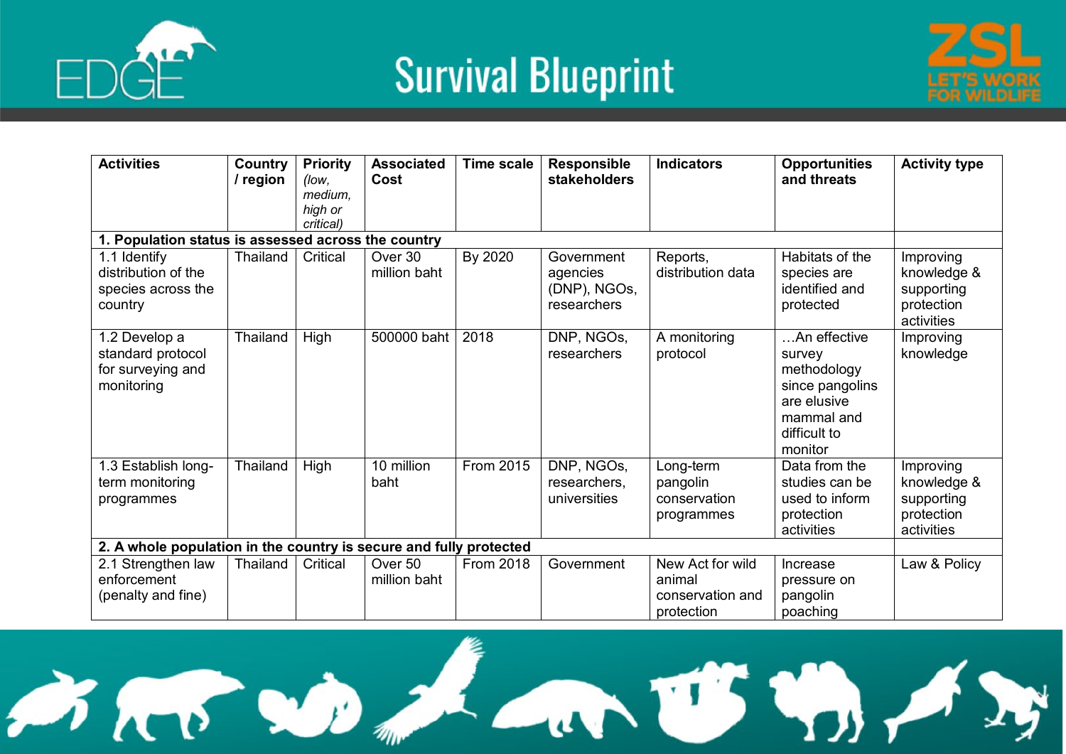# Survival Blueprint

| Activities | Country / region | Priority *(low, medium, high or critical)* | Associated Cost | Time scale | Responsible stakeholders | Indicators | Opportunities and threats | Activity type |
|---|---|---|---|---|---|---|---|---|
| **1. Population status is assessed across the country** | | | | | | | | |
| 1.1 Identify distribution of the species across the country | Thailand | Critical | Over 30 million baht | By 2020 | Government agencies (DNP), NGOs, researchers | Reports, distribution data | Habitats of the species are identified and protected | Improving knowledge & supporting protection activities |
| 1.2 Develop a standard protocol for surveying and monitoring | Thailand | High | 500000 baht | 2018 | DNP, NGOs, researchers | A monitoring protocol | …An effective survey methodology since pangolins are elusive mammal and difficult to monitor | Improving knowledge |
| 1.3 Establish long-term monitoring programmes | Thailand | High | 10 million baht | From 2015 | DNP, NGOs, researchers, universities | Long-term pangolin conservation programmes | Data from the studies can be used to inform protection activities | Improving knowledge & supporting protection activities |
| **2. A whole population in the country is secure and fully protected** | | | | | | | | |
| 2.1 Strengthen law enforcement (penalty and fine) | Thailand | Critical | Over 50 million baht | From 2018 | Government | New Act for wild animal conservation and protection | Increase pressure on pangolin poaching | Law & Policy |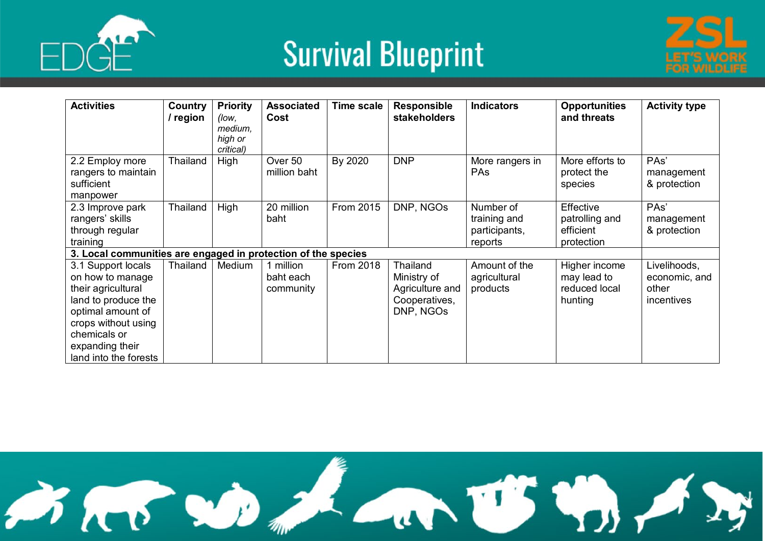| Activities | Country / region | Priority *(low, medium, high or critical)* | Associated Cost | Time scale | Responsible stakeholders | Indicators | Opportunities and threats | Activity type |
|---|---|---|---|---|---|---|---|---|
| 2.2 Employ more rangers to maintain sufficient manpower | Thailand | High | Over 50 million baht | By 2020 | DNP | More rangers in PAs | More efforts to protect the species | PAs' management & protection |
| 2.3 Improve park rangers' skills through regular training | Thailand | High | 20 million baht | From 2015 | DNP, NGOs | Number of training and participants, reports | Effective patrolling and efficient protection | PAs' management & protection |
| **3. Local communities are engaged in protection of the species** | | | | | | | | |
| 3.1 Support locals on how to manage their agricultural land to produce the optimal amount of crops without using chemicals or expanding their land into the forests | Thailand | Medium | 1 million baht each community | From 2018 | Thailand Ministry of Agriculture and Cooperatives, DNP, NGOs | Amount of the agricultural products | Higher income may lead to reduced local hunting | Livelihoods, economic, and other incentives |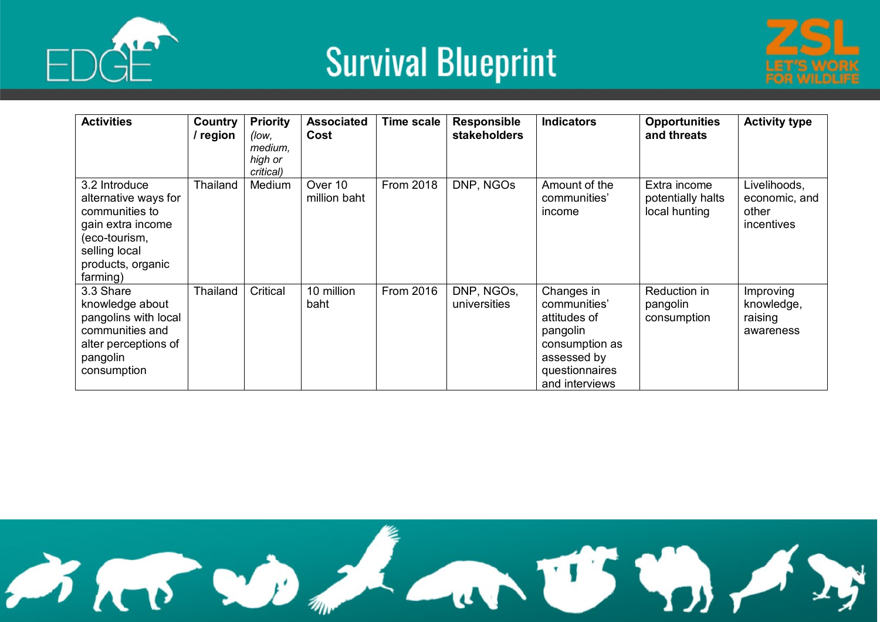| Activities | Country / region | Priority *(low, medium, high or critical)* | Associated Cost | Time scale | Responsible stakeholders | Indicators | Opportunities and threats | Activity type |
|---|---|---|---|---|---|---|---|---|
| 3.2 Introduce alternative ways for communities to gain extra income (eco-tourism, selling local products, organic farming) | Thailand | Medium | Over 10 million baht | From 2018 | DNP, NGOs | Amount of the communities' income | Extra income potentially halts local hunting | Livelihoods, economic, and other incentives |
| 3.3 Share knowledge about pangolins with local communities and alter perceptions of pangolin consumption | Thailand | Critical | 10 million baht | From 2016 | DNP, NGOs, universities | Changes in communities' attitudes of pangolin consumption as assessed by questionnaires and interviews | Reduction in pangolin consumption | Improving knowledge, raising awareness |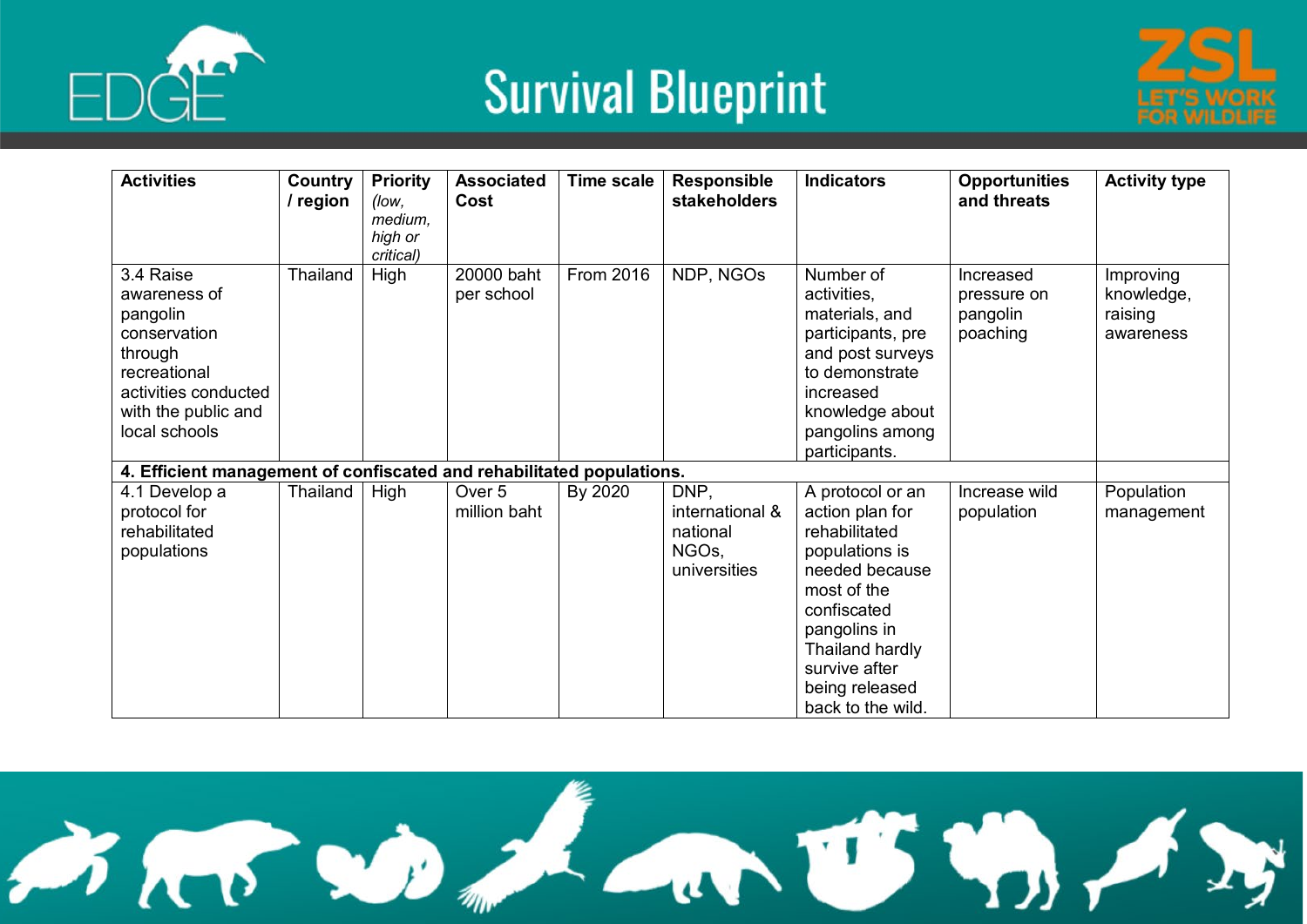| Activities | Country / region | Priority *(low, medium, high or critical)* | Associated Cost | Time scale | Responsible stakeholders | Indicators | Opportunities and threats | Activity type |
|---|---|---|---|---|---|---|---|---|
| 3.4 Raise awareness of pangolin conservation through recreational activities conducted with the public and local schools | Thailand | High | 20000 baht per school | From 2016 | NDP, NGOs | Number of activities, materials, and participants, pre and post surveys to demonstrate increased knowledge about pangolins among participants. | Increased pressure on pangolin poaching | Improving knowledge, raising awareness |
| **4. Efficient management of confiscated and rehabilitated populations.** | | | | | | | | |
| 4.1 Develop a protocol for rehabilitated populations | Thailand | High | Over 5 million baht | By 2020 | DNP, international & national NGOs, universities | A protocol or an action plan for rehabilitated populations is needed because most of the confiscated pangolins in Thailand hardly survive after being released back to the wild. | Increase wild population | Population management |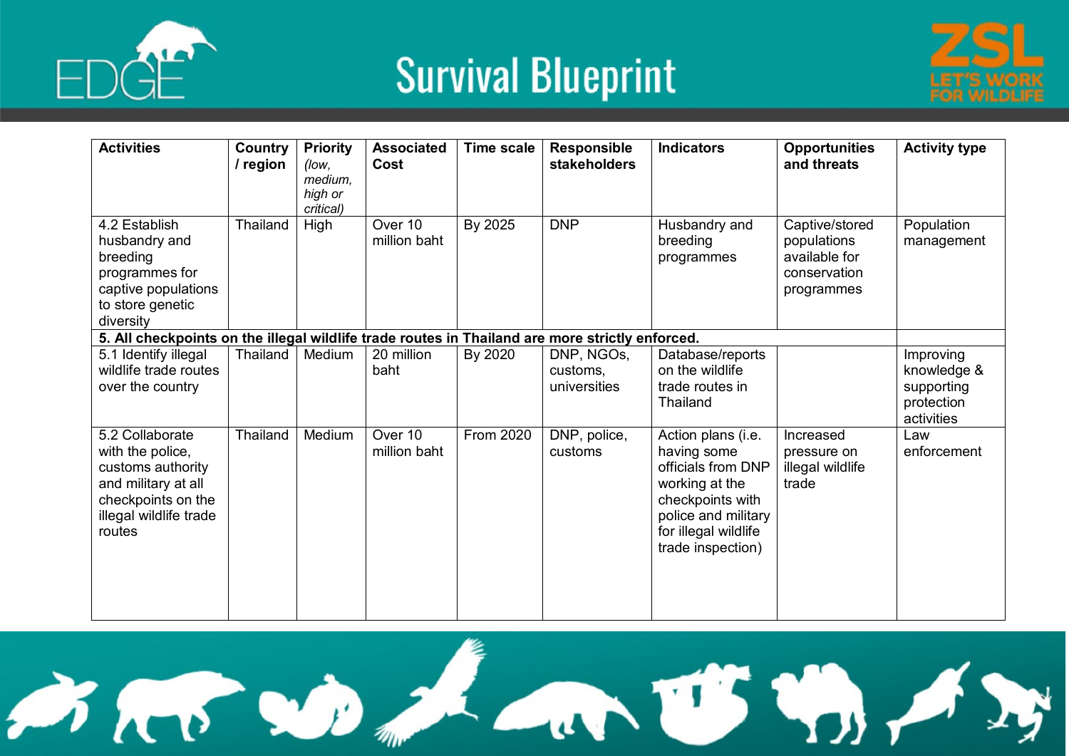| Activities | Country / region | Priority *(low, medium, high or critical)* | Associated Cost | Time scale | Responsible stakeholders | Indicators | Opportunities and threats | Activity type |
|---|---|---|---|---|---|---|---|---|
| 4.2 Establish husbandry and breeding programmes for captive populations to store genetic diversity | Thailand | High | Over 10 million baht | By 2025 | DNP | Husbandry and breeding programmes | Captive/stored populations available for conservation programmes | Population management |
| **5. All checkpoints on the illegal wildlife trade routes in Thailand are more strictly enforced.** | | | | | | | | |
| 5.1 Identify illegal wildlife trade routes over the country | Thailand | Medium | 20 million baht | By 2020 | DNP, NGOs, customs, universities | Database/reports on the wildlife trade routes in Thailand | | Improving knowledge & supporting protection activities |
| 5.2 Collaborate with the police, customs authority and military at all checkpoints on the illegal wildlife trade routes | Thailand | Medium | Over 10 million baht | From 2020 | DNP, police, customs | Action plans (i.e. having some officials from DNP working at the checkpoints with police and military for illegal wildlife trade inspection) | Increased pressure on illegal wildlife trade | Law enforcement |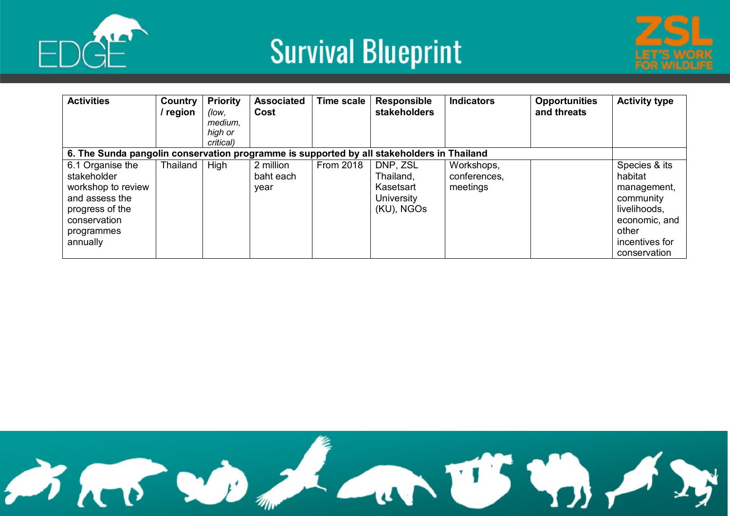| Activities | Country / region | Priority *(low, medium, high or critical)* | Associated Cost | Time scale | Responsible stakeholders | Indicators | Opportunities and threats | Activity type |
|---|---|---|---|---|---|---|---|---|
| **6. The Sunda pangolin conservation programme is supported by all stakeholders in Thailand** | | | | | | | | |
| 6.1 Organise the stakeholder workshop to review and assess the progress of the conservation programmes annually | Thailand | High | 2 million baht each year | From 2018 | DNP, ZSL Thailand, Kasetsart University (KU), NGOs | Workshops, conferences, meetings | | Species & its habitat management, community livelihoods, economic, and other incentives for conservation |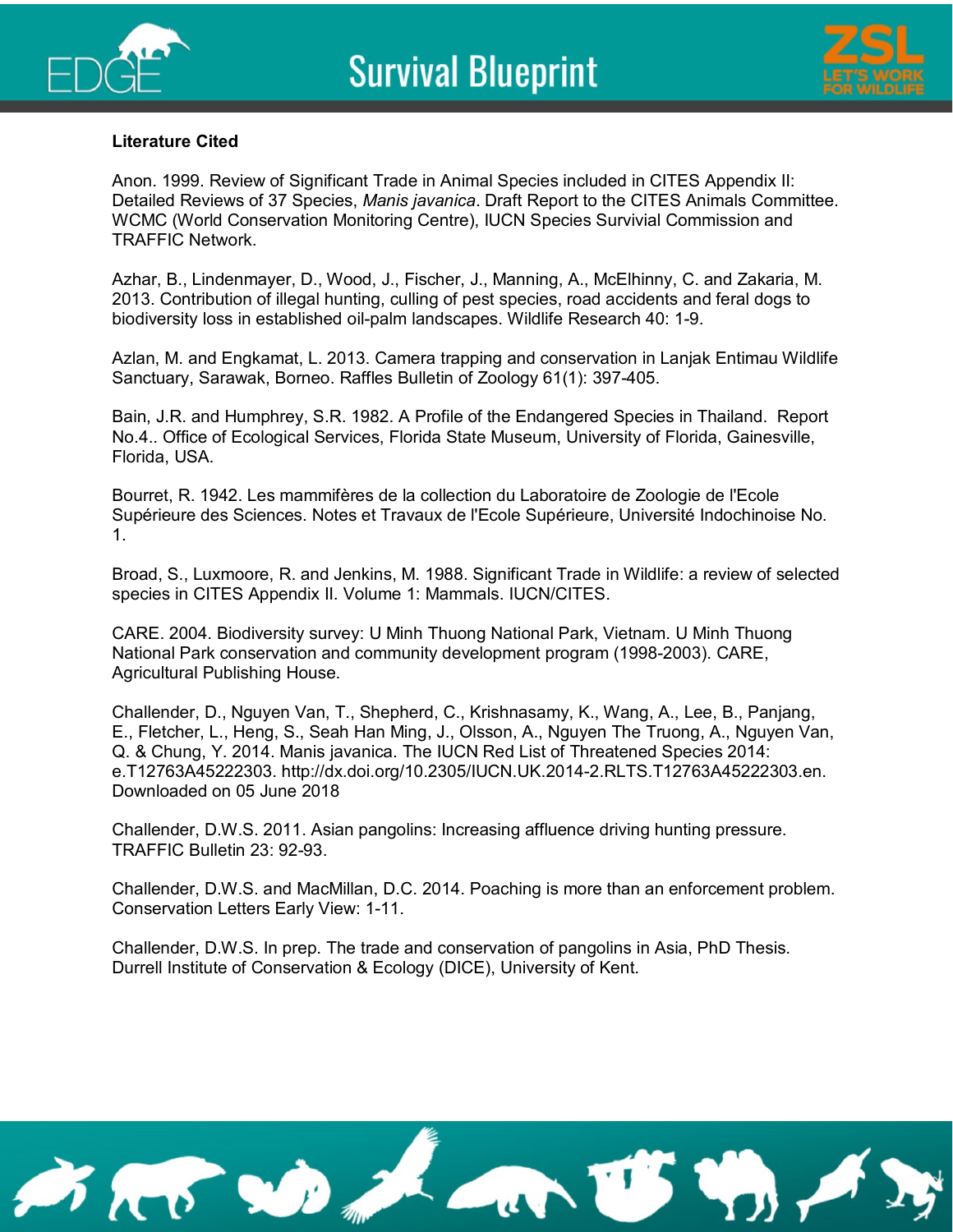**Literature Cited**

Anon. 1999. Review of Significant Trade in Animal Species included in CITES Appendix II: Detailed Reviews of 37 Species, *Manis javanica*. Draft Report to the CITES Animals Committee. WCMC (World Conservation Monitoring Centre), IUCN Species Survivial Commission and TRAFFIC Network.

Azhar, B., Lindenmayer, D., Wood, J., Fischer, J., Manning, A., McElhinny, C. and Zakaria, M. 2013. Contribution of illegal hunting, culling of pest species, road accidents and feral dogs to biodiversity loss in established oil-palm landscapes. Wildlife Research 40: 1-9.

Azlan, M. and Engkamat, L. 2013. Camera trapping and conservation in Lanjak Entimau Wildlife Sanctuary, Sarawak, Borneo. Raffles Bulletin of Zoology 61(1): 397-405.

Bain, J.R. and Humphrey, S.R. 1982. A Profile of the Endangered Species in Thailand. Report No.4.. Office of Ecological Services, Florida State Museum, University of Florida, Gainesville, Florida, USA.

Bourret, R. 1942. Les mammifères de la collection du Laboratoire de Zoologie de l'Ecole Supérieure des Sciences. Notes et Travaux de l'Ecole Supérieure, Université Indochinoise No. 1.

Broad, S., Luxmoore, R. and Jenkins, M. 1988. Significant Trade in Wildlife: a review of selected species in CITES Appendix II. Volume 1: Mammals. IUCN/CITES.

CARE. 2004. Biodiversity survey: U Minh Thuong National Park, Vietnam. U Minh Thuong National Park conservation and community development program (1998-2003). CARE, Agricultural Publishing House.

Challender, D., Nguyen Van, T., Shepherd, C., Krishnasamy, K., Wang, A., Lee, B., Panjang, E., Fletcher, L., Heng, S., Seah Han Ming, J., Olsson, A., Nguyen The Truong, A., Nguyen Van, Q. & Chung, Y. 2014. Manis javanica. The IUCN Red List of Threatened Species 2014: e.T12763A45222303. http://dx.doi.org/10.2305/IUCN.UK.2014-2.RLTS.T12763A45222303.en. Downloaded on 05 June 2018

Challender, D.W.S. 2011. Asian pangolins: Increasing affluence driving hunting pressure. TRAFFIC Bulletin 23: 92-93.

Challender, D.W.S. and MacMillan, D.C. 2014. Poaching is more than an enforcement problem. Conservation Letters Early View: 1-11.

Challender, D.W.S. In prep. The trade and conservation of pangolins in Asia, PhD Thesis. Durrell Institute of Conservation & Ecology (DICE), University of Kent.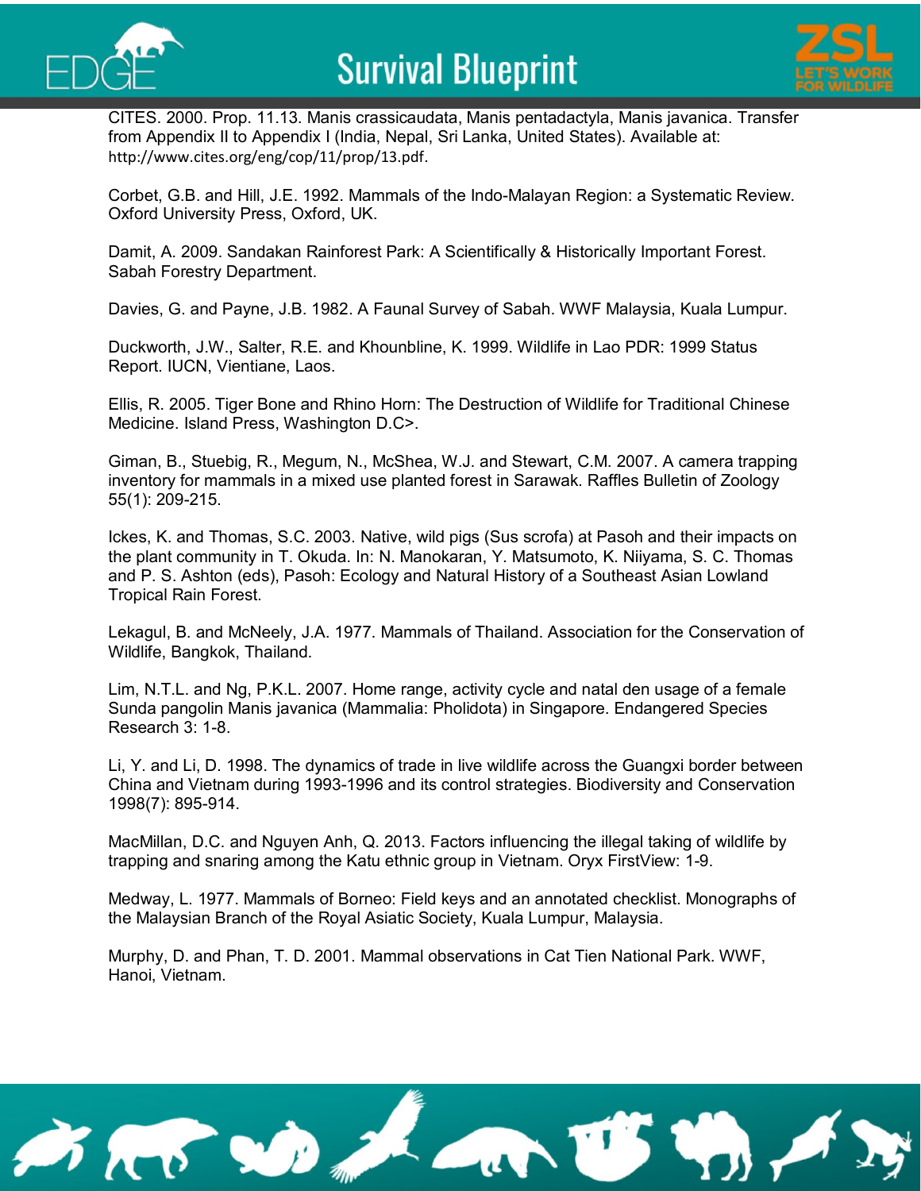CITES. 2000. Prop. 11.13. Manis crassicaudata, Manis pentadactyla, Manis javanica. Transfer from Appendix II to Appendix I (India, Nepal, Sri Lanka, United States). Available at: http://www.cites.org/eng/cop/11/prop/13.pdf.

Corbet, G.B. and Hill, J.E. 1992. Mammals of the Indo-Malayan Region: a Systematic Review. Oxford University Press, Oxford, UK.

Damit, A. 2009. Sandakan Rainforest Park: A Scientifically & Historically Important Forest. Sabah Forestry Department.

Davies, G. and Payne, J.B. 1982. A Faunal Survey of Sabah. WWF Malaysia, Kuala Lumpur.

Duckworth, J.W., Salter, R.E. and Khounbline, K. 1999. Wildlife in Lao PDR: 1999 Status Report. IUCN, Vientiane, Laos.

Ellis, R. 2005. Tiger Bone and Rhino Horn: The Destruction of Wildlife for Traditional Chinese Medicine. Island Press, Washington D.C>.

Giman, B., Stuebig, R., Megum, N., McShea, W.J. and Stewart, C.M. 2007. A camera trapping inventory for mammals in a mixed use planted forest in Sarawak. Raffles Bulletin of Zoology 55(1): 209-215.

Ickes, K. and Thomas, S.C. 2003. Native, wild pigs (Sus scrofa) at Pasoh and their impacts on the plant community in T. Okuda. In: N. Manokaran, Y. Matsumoto, K. Niiyama, S. C. Thomas and P. S. Ashton (eds), Pasoh: Ecology and Natural History of a Southeast Asian Lowland Tropical Rain Forest.

Lekagul, B. and McNeely, J.A. 1977. Mammals of Thailand. Association for the Conservation of Wildlife, Bangkok, Thailand.

Lim, N.T.L. and Ng, P.K.L. 2007. Home range, activity cycle and natal den usage of a female Sunda pangolin Manis javanica (Mammalia: Pholidota) in Singapore. Endangered Species Research 3: 1-8.

Li, Y. and Li, D. 1998. The dynamics of trade in live wildlife across the Guangxi border between China and Vietnam during 1993-1996 and its control strategies. Biodiversity and Conservation 1998(7): 895-914.

MacMillan, D.C. and Nguyen Anh, Q. 2013. Factors influencing the illegal taking of wildlife by trapping and snaring among the Katu ethnic group in Vietnam. Oryx FirstView: 1-9.

Medway, L. 1977. Mammals of Borneo: Field keys and an annotated checklist. Monographs of the Malaysian Branch of the Royal Asiatic Society, Kuala Lumpur, Malaysia.

Murphy, D. and Phan, T. D. 2001. Mammal observations in Cat Tien National Park. WWF, Hanoi, Vietnam.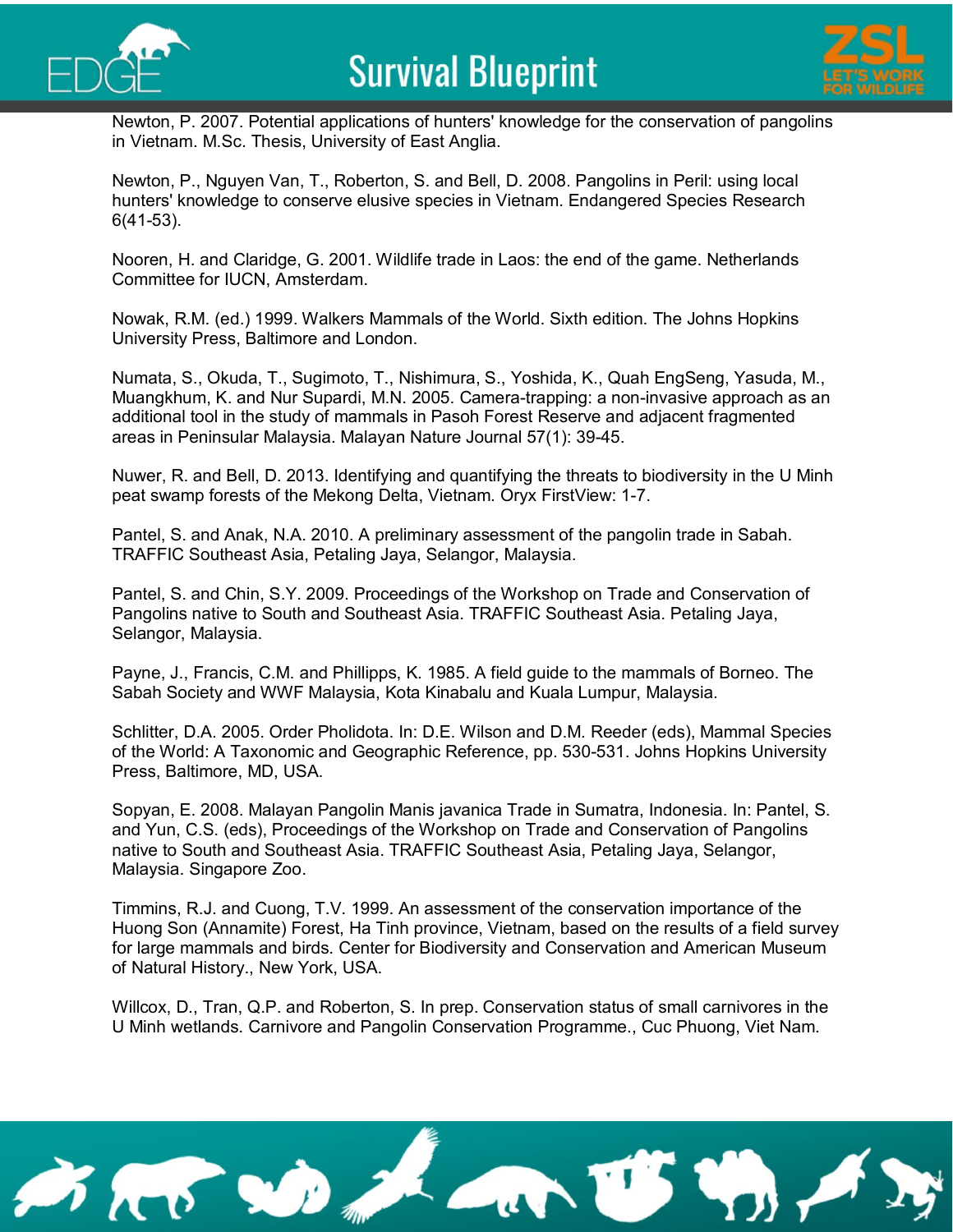Newton, P. 2007. Potential applications of hunters' knowledge for the conservation of pangolins in Vietnam. M.Sc. Thesis, University of East Anglia.

Newton, P., Nguyen Van, T., Roberton, S. and Bell, D. 2008. Pangolins in Peril: using local hunters' knowledge to conserve elusive species in Vietnam. Endangered Species Research 6(41-53).

Nooren, H. and Claridge, G. 2001. Wildlife trade in Laos: the end of the game. Netherlands Committee for IUCN, Amsterdam.

Nowak, R.M. (ed.) 1999. Walkers Mammals of the World. Sixth edition. The Johns Hopkins University Press, Baltimore and London.

Numata, S., Okuda, T., Sugimoto, T., Nishimura, S., Yoshida, K., Quah EngSeng, Yasuda, M., Muangkhum, K. and Nur Supardi, M.N. 2005. Camera-trapping: a non-invasive approach as an additional tool in the study of mammals in Pasoh Forest Reserve and adjacent fragmented areas in Peninsular Malaysia. Malayan Nature Journal 57(1): 39-45.

Nuwer, R. and Bell, D. 2013. Identifying and quantifying the threats to biodiversity in the U Minh peat swamp forests of the Mekong Delta, Vietnam. Oryx FirstView: 1-7.

Pantel, S. and Anak, N.A. 2010. A preliminary assessment of the pangolin trade in Sabah. TRAFFIC Southeast Asia, Petaling Jaya, Selangor, Malaysia.

Pantel, S. and Chin, S.Y. 2009. Proceedings of the Workshop on Trade and Conservation of Pangolins native to South and Southeast Asia. TRAFFIC Southeast Asia. Petaling Jaya, Selangor, Malaysia.

Payne, J., Francis, C.M. and Phillipps, K. 1985. A field guide to the mammals of Borneo. The Sabah Society and WWF Malaysia, Kota Kinabalu and Kuala Lumpur, Malaysia.

Schlitter, D.A. 2005. Order Pholidota. In: D.E. Wilson and D.M. Reeder (eds), Mammal Species of the World: A Taxonomic and Geographic Reference, pp. 530-531. Johns Hopkins University Press, Baltimore, MD, USA.

Sopyan, E. 2008. Malayan Pangolin Manis javanica Trade in Sumatra, Indonesia. In: Pantel, S. and Yun, C.S. (eds), Proceedings of the Workshop on Trade and Conservation of Pangolins native to South and Southeast Asia. TRAFFIC Southeast Asia, Petaling Jaya, Selangor, Malaysia. Singapore Zoo.

Timmins, R.J. and Cuong, T.V. 1999. An assessment of the conservation importance of the Huong Son (Annamite) Forest, Ha Tinh province, Vietnam, based on the results of a field survey for large mammals and birds. Center for Biodiversity and Conservation and American Museum of Natural History., New York, USA.

Willcox, D., Tran, Q.P. and Roberton, S. In prep. Conservation status of small carnivores in the U Minh wetlands. Carnivore and Pangolin Conservation Programme., Cuc Phuong, Viet Nam.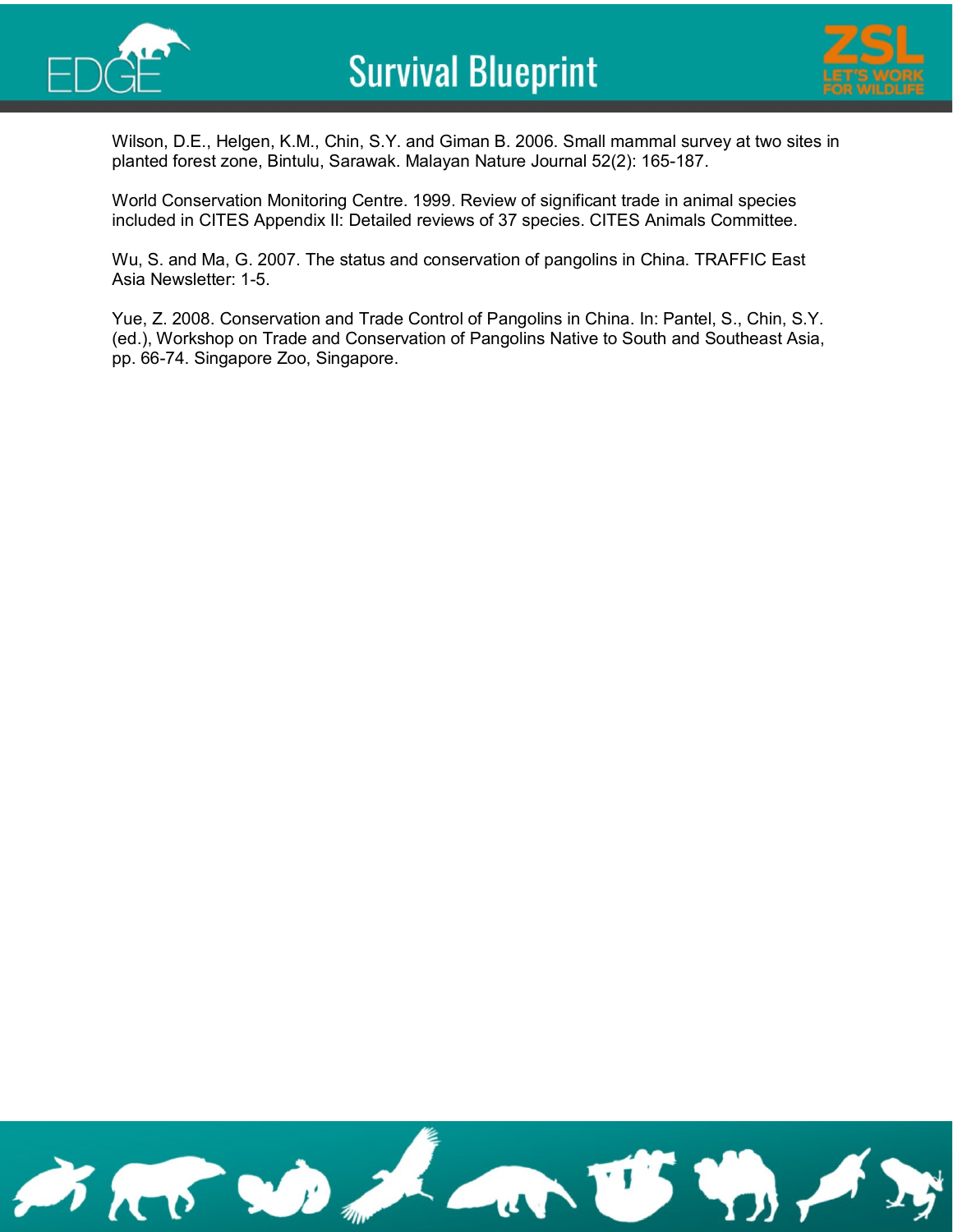Wilson, D.E., Helgen, K.M., Chin, S.Y. and Giman B. 2006. Small mammal survey at two sites in planted forest zone, Bintulu, Sarawak. Malayan Nature Journal 52(2): 165-187.

World Conservation Monitoring Centre. 1999. Review of significant trade in animal species included in CITES Appendix II: Detailed reviews of 37 species. CITES Animals Committee.

Wu, S. and Ma, G. 2007. The status and conservation of pangolins in China. TRAFFIC East Asia Newsletter: 1-5.

Yue, Z. 2008. Conservation and Trade Control of Pangolins in China. In: Pantel, S., Chin, S.Y. (ed.), Workshop on Trade and Conservation of Pangolins Native to South and Southeast Asia, pp. 66-74. Singapore Zoo, Singapore.